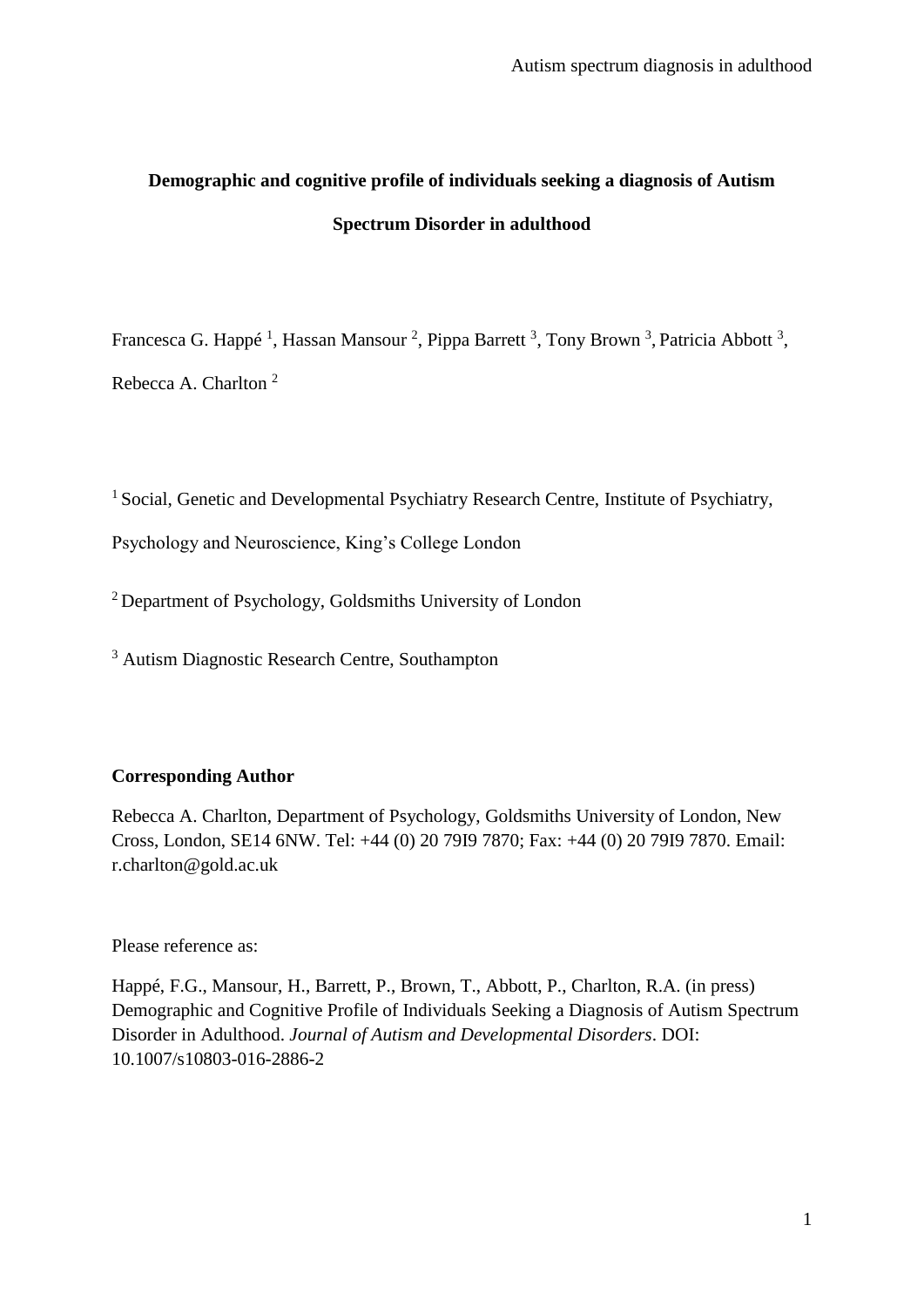# Demographic and cognitive profile of individuals seeking a diagnosis of Autism Spectrum Disorder in adulthood

Francesca G. Happé [1], Hassan Mansour [2], Pippa Barrett [3], Tony Brown [3], Patricia Abbott [3], Rebecca A. Charlton [2]

[1] Social, Genetic and Developmental Psychiatry Research Centre, Institute of Psychiatry, Psychology and Neuroscience, King's College London

[2] Department of Psychology, Goldsmiths University of London

[3] Autism Diagnostic Research Centre, Southampton

**Corresponding Author**

Rebecca A. Charlton, Department of Psychology, Goldsmiths University of London, New Cross, London, SE14 6NW. Tel: +44 (0) 20 79I9 7870; Fax: +44 (0) 20 79I9 7870. Email: r.charlton@gold.ac.uk

Please reference as:

Happé, F.G., Mansour, H., Barrett, P., Brown, T., Abbott, P., Charlton, R.A. (in press) Demographic and Cognitive Profile of Individuals Seeking a Diagnosis of Autism Spectrum Disorder in Adulthood. *Journal of Autism and Developmental Disorders*. DOI: 10.1007/s10803-016-2886-2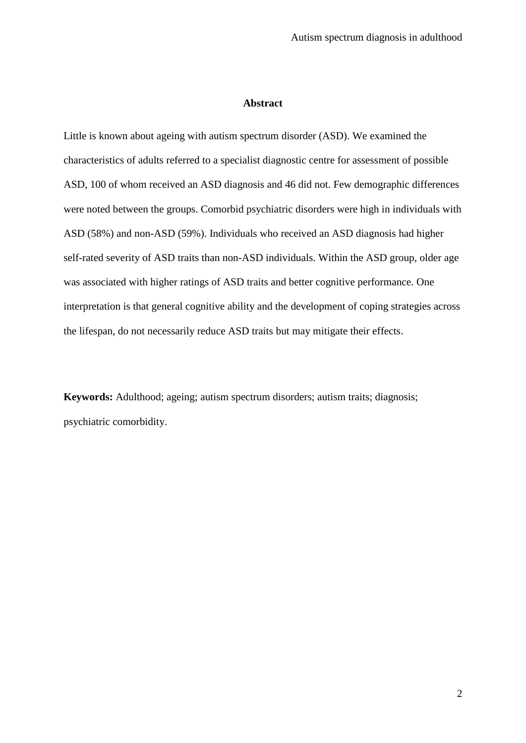## Abstract

Little is known about ageing with autism spectrum disorder (ASD). We examined the characteristics of adults referred to a specialist diagnostic centre for assessment of possible ASD, 100 of whom received an ASD diagnosis and 46 did not. Few demographic differences were noted between the groups. Comorbid psychiatric disorders were high in individuals with ASD (58%) and non-ASD (59%). Individuals who received an ASD diagnosis had higher self-rated severity of ASD traits than non-ASD individuals. Within the ASD group, older age was associated with higher ratings of ASD traits and better cognitive performance. One interpretation is that general cognitive ability and the development of coping strategies across the lifespan, do not necessarily reduce ASD traits but may mitigate their effects.

**Keywords:** Adulthood; ageing; autism spectrum disorders; autism traits; diagnosis; psychiatric comorbidity.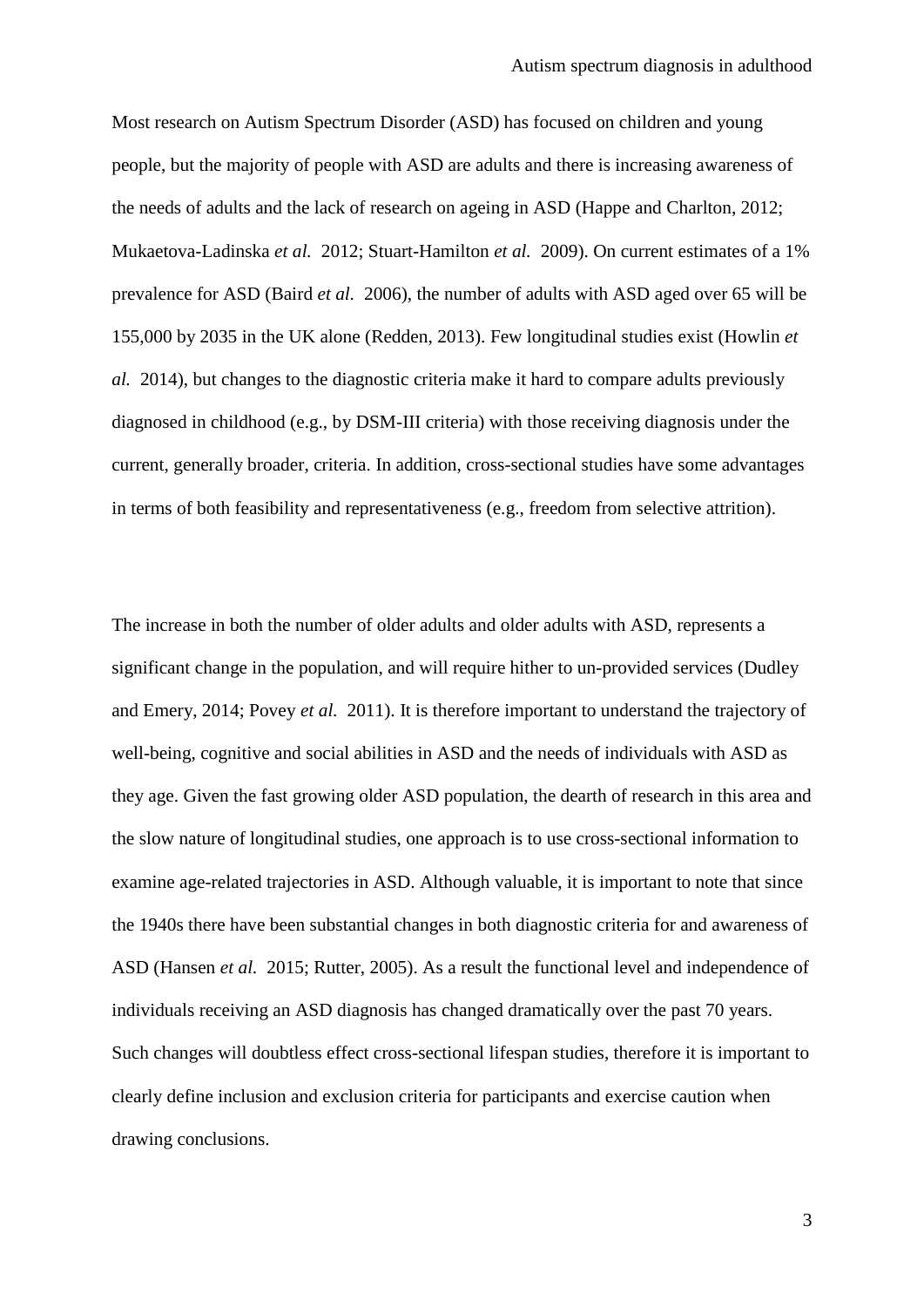Most research on Autism Spectrum Disorder (ASD) has focused on children and young people, but the majority of people with ASD are adults and there is increasing awareness of the needs of adults and the lack of research on ageing in ASD (Happe and Charlton, 2012; Mukaetova-Ladinska *et al.* 2012; Stuart-Hamilton *et al.* 2009). On current estimates of a 1% prevalence for ASD (Baird *et al.* 2006), the number of adults with ASD aged over 65 will be 155,000 by 2035 in the UK alone (Redden, 2013). Few longitudinal studies exist (Howlin *et al.* 2014), but changes to the diagnostic criteria make it hard to compare adults previously diagnosed in childhood (e.g., by DSM-III criteria) with those receiving diagnosis under the current, generally broader, criteria. In addition, cross-sectional studies have some advantages in terms of both feasibility and representativeness (e.g., freedom from selective attrition).

The increase in both the number of older adults and older adults with ASD, represents a significant change in the population, and will require hither to un-provided services (Dudley and Emery, 2014; Povey *et al.* 2011). It is therefore important to understand the trajectory of well-being, cognitive and social abilities in ASD and the needs of individuals with ASD as they age. Given the fast growing older ASD population, the dearth of research in this area and the slow nature of longitudinal studies, one approach is to use cross-sectional information to examine age-related trajectories in ASD. Although valuable, it is important to note that since the 1940s there have been substantial changes in both diagnostic criteria for and awareness of ASD (Hansen *et al.* 2015; Rutter, 2005). As a result the functional level and independence of individuals receiving an ASD diagnosis has changed dramatically over the past 70 years. Such changes will doubtless effect cross-sectional lifespan studies, therefore it is important to clearly define inclusion and exclusion criteria for participants and exercise caution when drawing conclusions.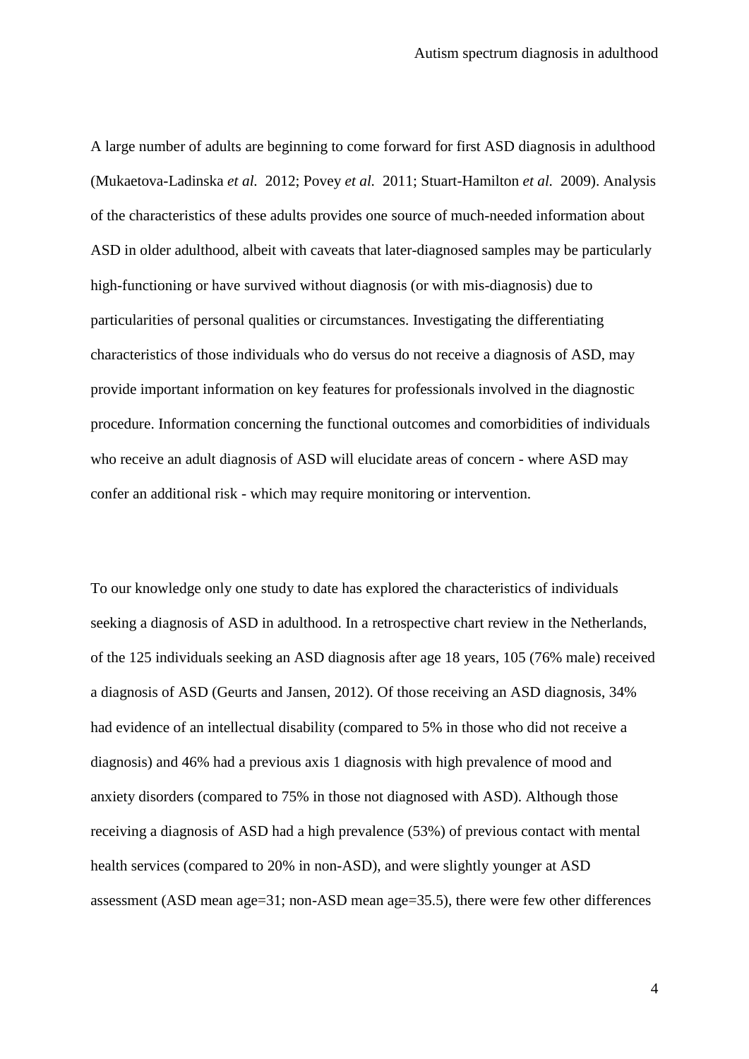A large number of adults are beginning to come forward for first ASD diagnosis in adulthood (Mukaetova-Ladinska *et al.* 2012; Povey *et al.* 2011; Stuart-Hamilton *et al.* 2009). Analysis of the characteristics of these adults provides one source of much-needed information about ASD in older adulthood, albeit with caveats that later-diagnosed samples may be particularly high-functioning or have survived without diagnosis (or with mis-diagnosis) due to particularities of personal qualities or circumstances. Investigating the differentiating characteristics of those individuals who do versus do not receive a diagnosis of ASD, may provide important information on key features for professionals involved in the diagnostic procedure. Information concerning the functional outcomes and comorbidities of individuals who receive an adult diagnosis of ASD will elucidate areas of concern - where ASD may confer an additional risk - which may require monitoring or intervention.

To our knowledge only one study to date has explored the characteristics of individuals seeking a diagnosis of ASD in adulthood. In a retrospective chart review in the Netherlands, of the 125 individuals seeking an ASD diagnosis after age 18 years, 105 (76% male) received a diagnosis of ASD (Geurts and Jansen, 2012). Of those receiving an ASD diagnosis, 34% had evidence of an intellectual disability (compared to 5% in those who did not receive a diagnosis) and 46% had a previous axis 1 diagnosis with high prevalence of mood and anxiety disorders (compared to 75% in those not diagnosed with ASD). Although those receiving a diagnosis of ASD had a high prevalence (53%) of previous contact with mental health services (compared to 20% in non-ASD), and were slightly younger at ASD assessment (ASD mean age=31; non-ASD mean age=35.5), there were few other differences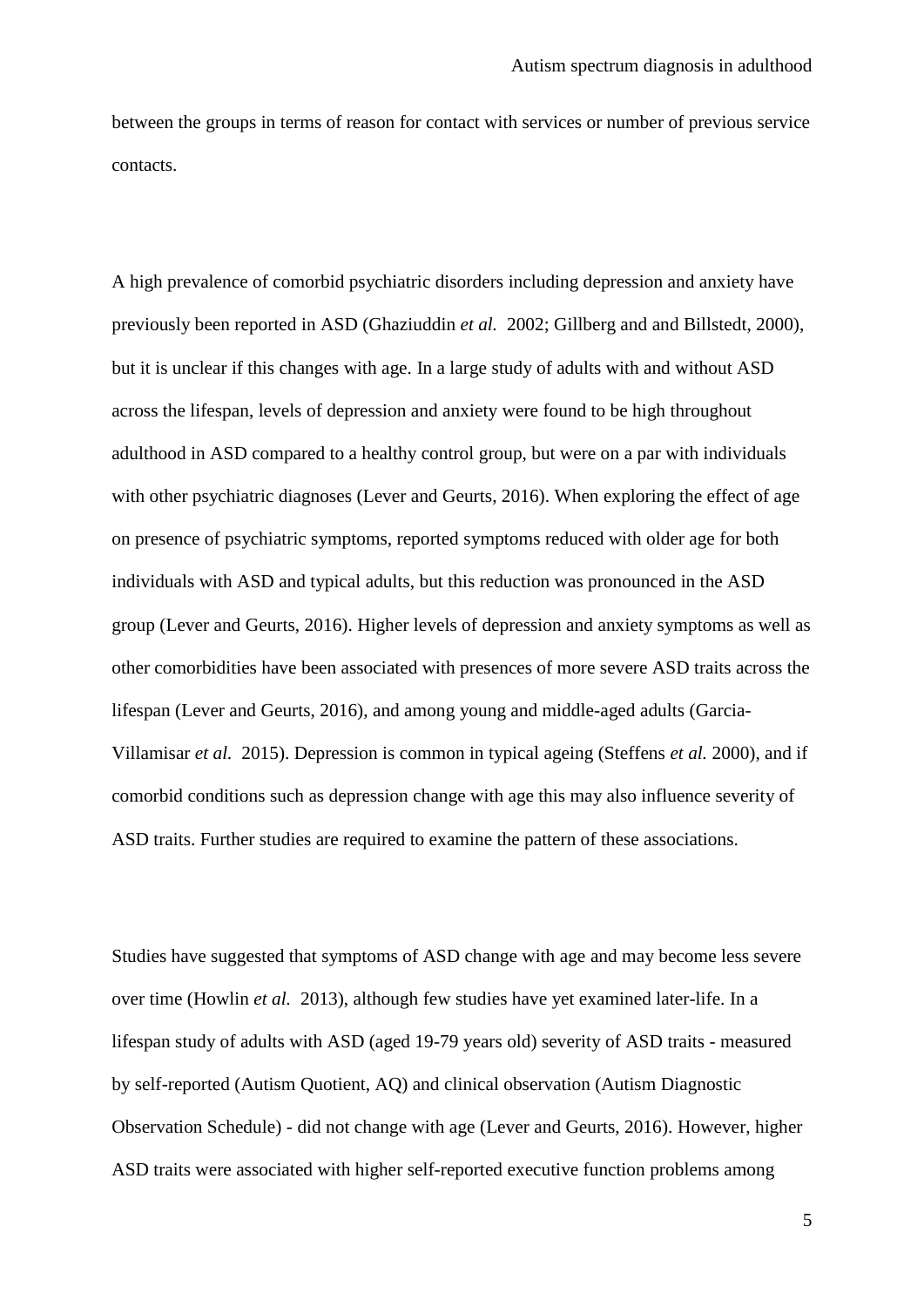between the groups in terms of reason for contact with services or number of previous service contacts.

A high prevalence of comorbid psychiatric disorders including depression and anxiety have previously been reported in ASD (Ghaziuddin *et al.* 2002; Gillberg and and Billstedt, 2000), but it is unclear if this changes with age. In a large study of adults with and without ASD across the lifespan, levels of depression and anxiety were found to be high throughout adulthood in ASD compared to a healthy control group, but were on a par with individuals with other psychiatric diagnoses (Lever and Geurts, 2016). When exploring the effect of age on presence of psychiatric symptoms, reported symptoms reduced with older age for both individuals with ASD and typical adults, but this reduction was pronounced in the ASD group (Lever and Geurts, 2016). Higher levels of depression and anxiety symptoms as well as other comorbidities have been associated with presences of more severe ASD traits across the lifespan (Lever and Geurts, 2016), and among young and middle-aged adults (Garcia-Villamisar *et al.* 2015). Depression is common in typical ageing (Steffens *et al.* 2000), and if comorbid conditions such as depression change with age this may also influence severity of ASD traits. Further studies are required to examine the pattern of these associations.

Studies have suggested that symptoms of ASD change with age and may become less severe over time (Howlin *et al.* 2013), although few studies have yet examined later-life. In a lifespan study of adults with ASD (aged 19-79 years old) severity of ASD traits - measured by self-reported (Autism Quotient, AQ) and clinical observation (Autism Diagnostic Observation Schedule) - did not change with age (Lever and Geurts, 2016). However, higher ASD traits were associated with higher self-reported executive function problems among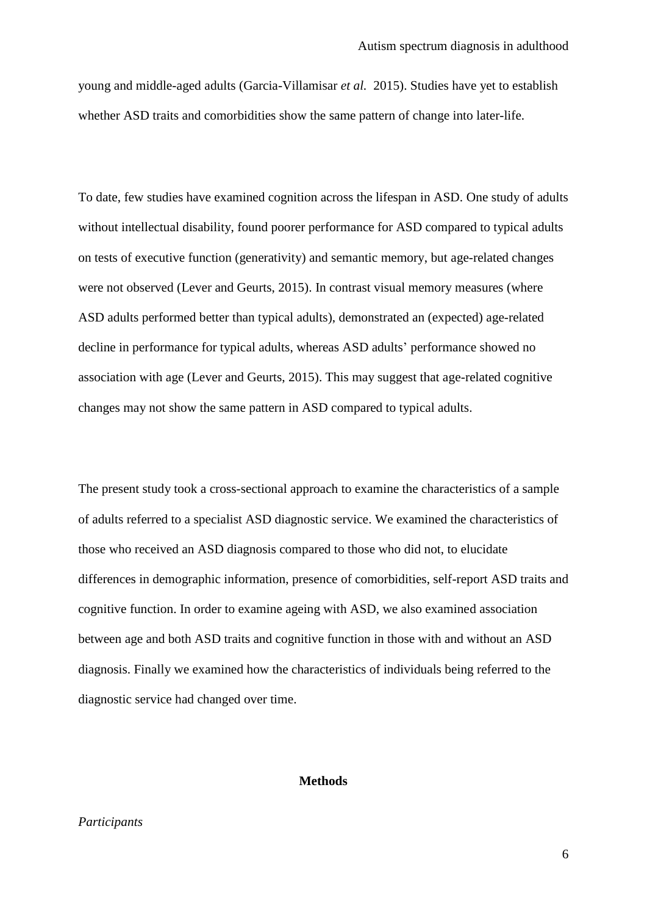young and middle-aged adults (Garcia-Villamisar *et al.* 2015). Studies have yet to establish whether ASD traits and comorbidities show the same pattern of change into later-life.

To date, few studies have examined cognition across the lifespan in ASD. One study of adults without intellectual disability, found poorer performance for ASD compared to typical adults on tests of executive function (generativity) and semantic memory, but age-related changes were not observed (Lever and Geurts, 2015). In contrast visual memory measures (where ASD adults performed better than typical adults), demonstrated an (expected) age-related decline in performance for typical adults, whereas ASD adults' performance showed no association with age (Lever and Geurts, 2015). This may suggest that age-related cognitive changes may not show the same pattern in ASD compared to typical adults.

The present study took a cross-sectional approach to examine the characteristics of a sample of adults referred to a specialist ASD diagnostic service. We examined the characteristics of those who received an ASD diagnosis compared to those who did not, to elucidate differences in demographic information, presence of comorbidities, self-report ASD traits and cognitive function. In order to examine ageing with ASD, we also examined association between age and both ASD traits and cognitive function in those with and without an ASD diagnosis. Finally we examined how the characteristics of individuals being referred to the diagnostic service had changed over time.

## Methods

*Participants*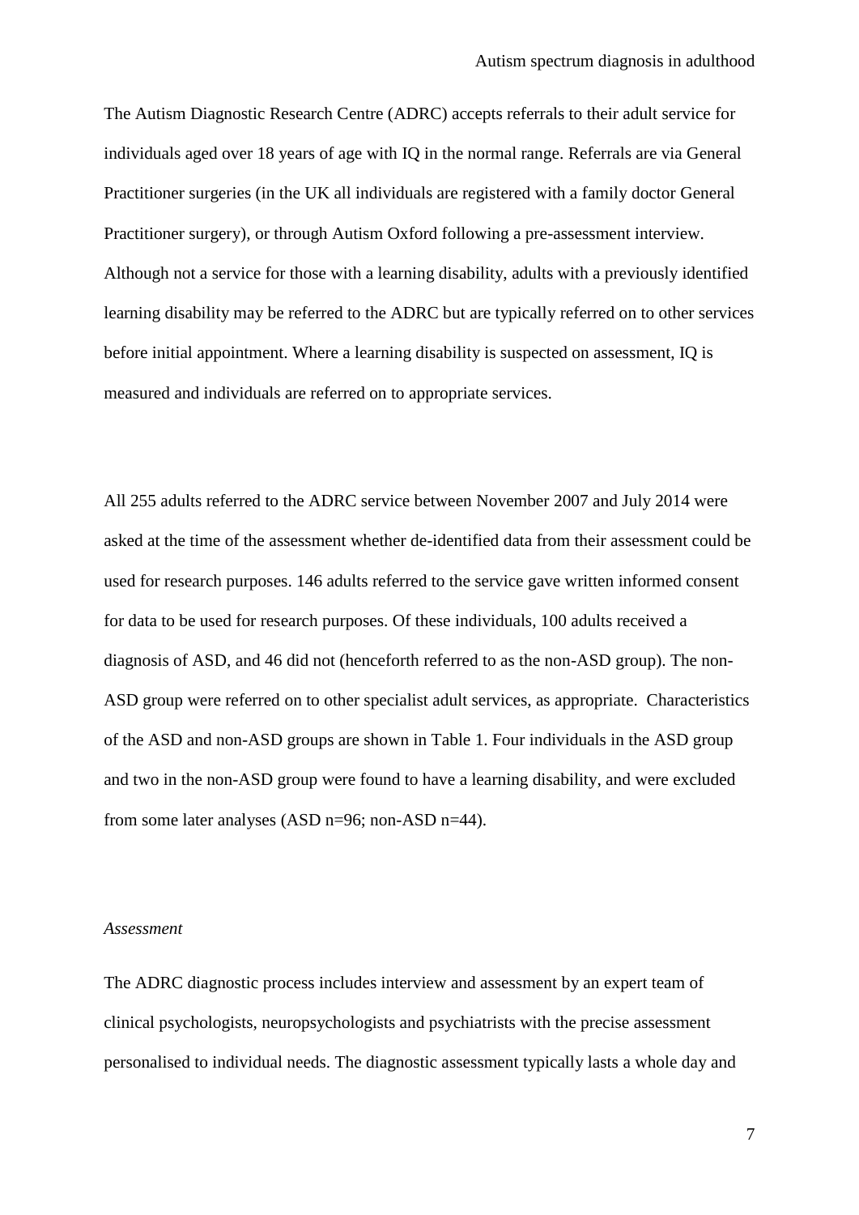The Autism Diagnostic Research Centre (ADRC) accepts referrals to their adult service for individuals aged over 18 years of age with IQ in the normal range. Referrals are via General Practitioner surgeries (in the UK all individuals are registered with a family doctor General Practitioner surgery), or through Autism Oxford following a pre-assessment interview. Although not a service for those with a learning disability, adults with a previously identified learning disability may be referred to the ADRC but are typically referred on to other services before initial appointment. Where a learning disability is suspected on assessment, IQ is measured and individuals are referred on to appropriate services.

All 255 adults referred to the ADRC service between November 2007 and July 2014 were asked at the time of the assessment whether de-identified data from their assessment could be used for research purposes. 146 adults referred to the service gave written informed consent for data to be used for research purposes. Of these individuals, 100 adults received a diagnosis of ASD, and 46 did not (henceforth referred to as the non-ASD group). The non-ASD group were referred on to other specialist adult services, as appropriate. Characteristics of the ASD and non-ASD groups are shown in Table 1. Four individuals in the ASD group and two in the non-ASD group were found to have a learning disability, and were excluded from some later analyses (ASD n=96; non-ASD n=44).

*Assessment*

The ADRC diagnostic process includes interview and assessment by an expert team of clinical psychologists, neuropsychologists and psychiatrists with the precise assessment personalised to individual needs. The diagnostic assessment typically lasts a whole day and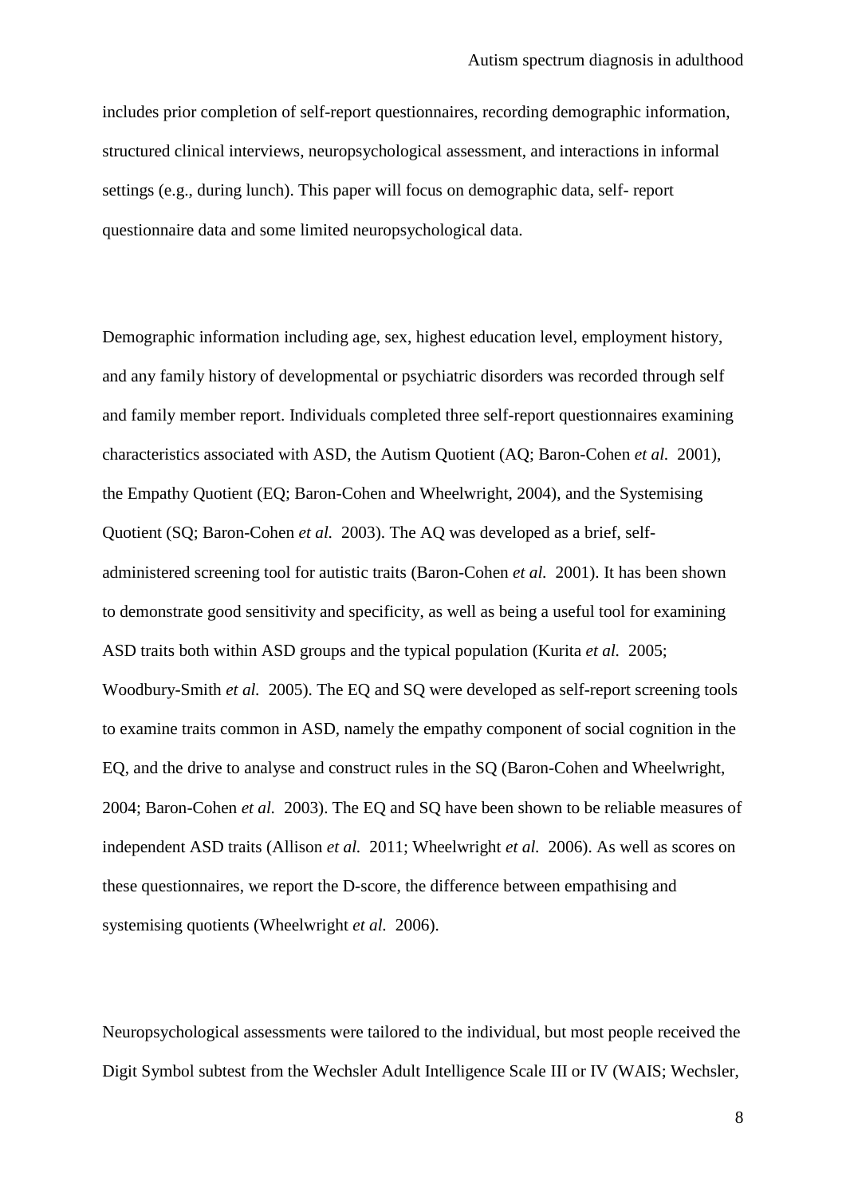includes prior completion of self-report questionnaires, recording demographic information, structured clinical interviews, neuropsychological assessment, and interactions in informal settings (e.g., during lunch). This paper will focus on demographic data, self- report questionnaire data and some limited neuropsychological data.

Demographic information including age, sex, highest education level, employment history, and any family history of developmental or psychiatric disorders was recorded through self and family member report. Individuals completed three self-report questionnaires examining characteristics associated with ASD, the Autism Quotient (AQ; Baron-Cohen *et al.* 2001), the Empathy Quotient (EQ; Baron-Cohen and Wheelwright, 2004), and the Systemising Quotient (SQ; Baron-Cohen *et al.* 2003). The AQ was developed as a brief, self-administered screening tool for autistic traits (Baron-Cohen *et al.* 2001). It has been shown to demonstrate good sensitivity and specificity, as well as being a useful tool for examining ASD traits both within ASD groups and the typical population (Kurita *et al.* 2005; Woodbury-Smith *et al.* 2005). The EQ and SQ were developed as self-report screening tools to examine traits common in ASD, namely the empathy component of social cognition in the EQ, and the drive to analyse and construct rules in the SQ (Baron-Cohen and Wheelwright, 2004; Baron-Cohen *et al.* 2003). The EQ and SQ have been shown to be reliable measures of independent ASD traits (Allison *et al.* 2011; Wheelwright *et al.* 2006). As well as scores on these questionnaires, we report the D-score, the difference between empathising and systemising quotients (Wheelwright *et al.* 2006).

Neuropsychological assessments were tailored to the individual, but most people received the Digit Symbol subtest from the Wechsler Adult Intelligence Scale III or IV (WAIS; Wechsler,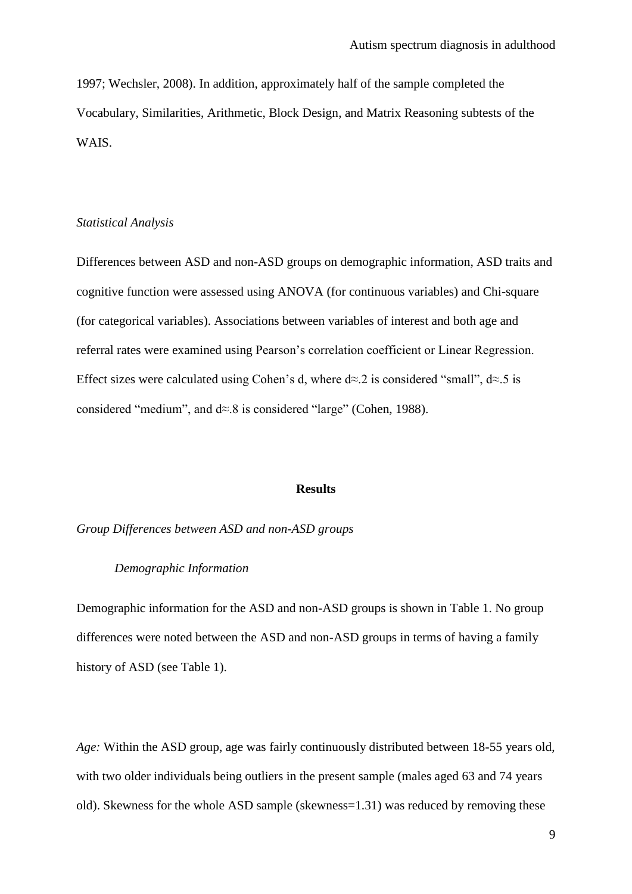1997; Wechsler, 2008). In addition, approximately half of the sample completed the Vocabulary, Similarities, Arithmetic, Block Design, and Matrix Reasoning subtests of the WAIS.

*Statistical Analysis*

Differences between ASD and non-ASD groups on demographic information, ASD traits and cognitive function were assessed using ANOVA (for continuous variables) and Chi-square (for categorical variables). Associations between variables of interest and both age and referral rates were examined using Pearson's correlation coefficient or Linear Regression. Effect sizes were calculated using Cohen's d, where $d \approx .2$ is considered "small", $d \approx .5$ is considered "medium", and $d \approx .8$ is considered "large" (Cohen, 1988).

## Results

*Group Differences between ASD and non-ASD groups*

*Demographic Information*

Demographic information for the ASD and non-ASD groups is shown in Table 1. No group differences were noted between the ASD and non-ASD groups in terms of having a family history of ASD (see Table 1).

*Age:* Within the ASD group, age was fairly continuously distributed between 18-55 years old, with two older individuals being outliers in the present sample (males aged 63 and 74 years old). Skewness for the whole ASD sample (skewness=1.31) was reduced by removing these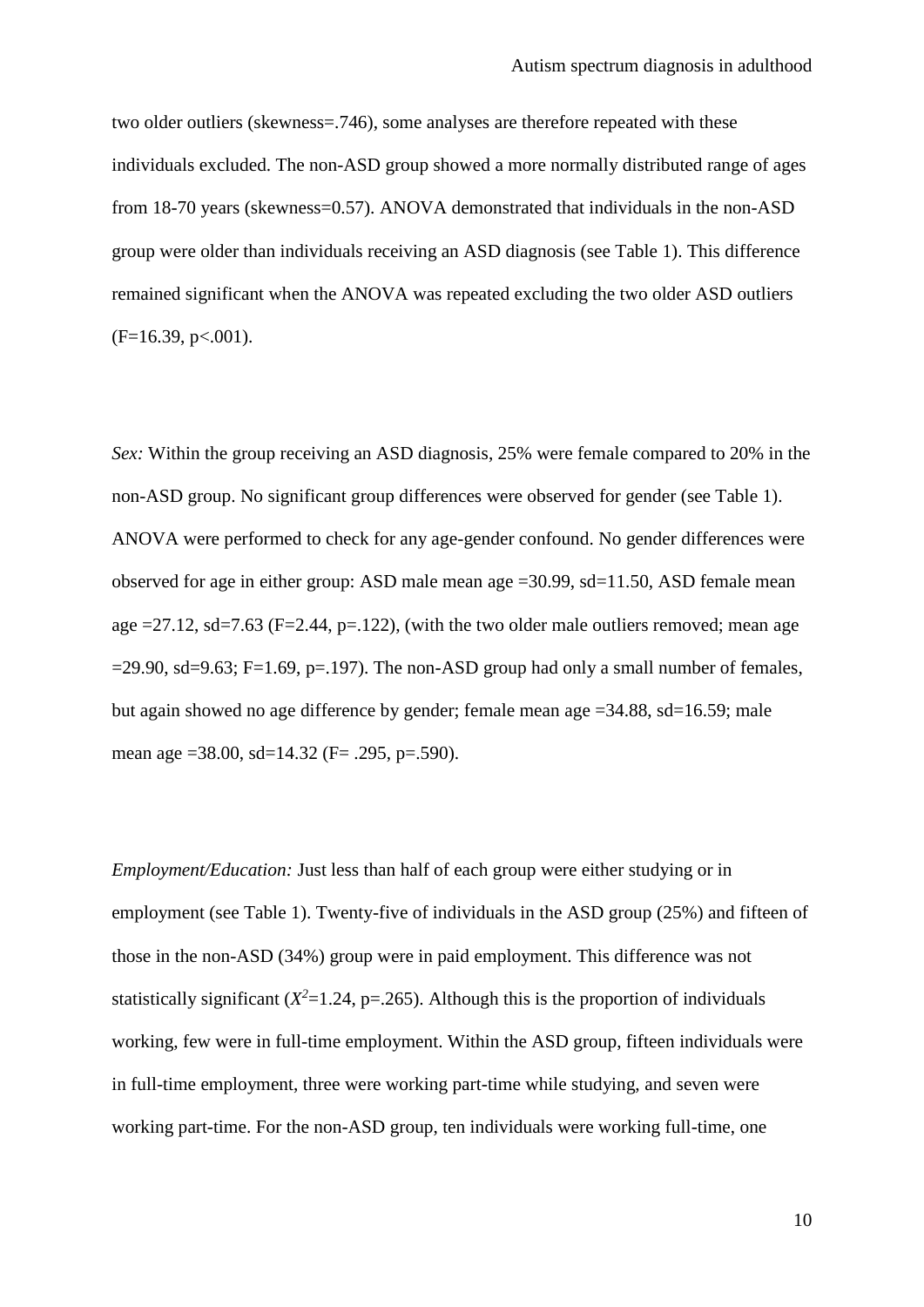two older outliers (skewness=.746), some analyses are therefore repeated with these individuals excluded. The non-ASD group showed a more normally distributed range of ages from 18-70 years (skewness=0.57). ANOVA demonstrated that individuals in the non-ASD group were older than individuals receiving an ASD diagnosis (see Table 1). This difference remained significant when the ANOVA was repeated excluding the two older ASD outliers ($F=16.39$, $p<.001$).

*Sex:* Within the group receiving an ASD diagnosis, 25% were female compared to 20% in the non-ASD group. No significant group differences were observed for gender (see Table 1). ANOVA were performed to check for any age-gender confound. No gender differences were observed for age in either group: ASD male mean age =30.99, sd=11.50, ASD female mean age =27.12, sd=7.63 ($F=2.44$, $p=.122$), (with the two older male outliers removed; mean age =29.90, sd=9.63; $F=1.69$, $p=.197$). The non-ASD group had only a small number of females, but again showed no age difference by gender; female mean age =34.88, sd=16.59; male mean age =38.00, sd=14.32 ($F= .295$, $p=.590$).

*Employment/Education:* Just less than half of each group were either studying or in employment (see Table 1). Twenty-five of individuals in the ASD group (25%) and fifteen of those in the non-ASD (34%) group were in paid employment. This difference was not statistically significant ($X^2=1.24$, $p=.265$). Although this is the proportion of individuals working, few were in full-time employment. Within the ASD group, fifteen individuals were in full-time employment, three were working part-time while studying, and seven were working part-time. For the non-ASD group, ten individuals were working full-time, one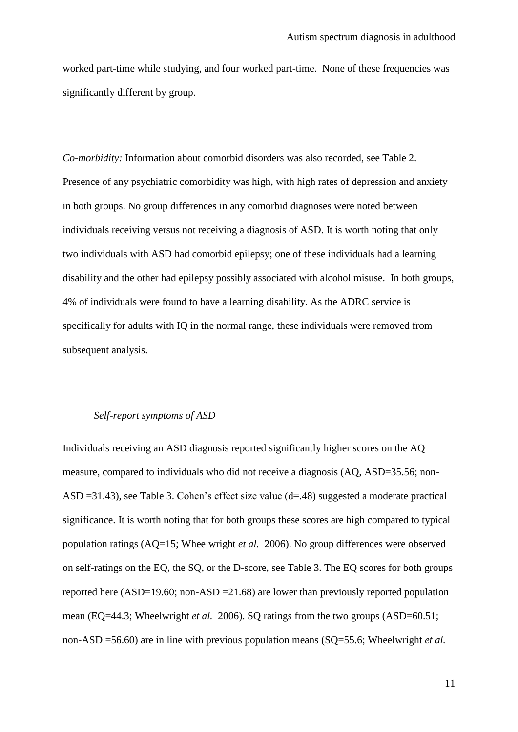worked part-time while studying, and four worked part-time. None of these frequencies was significantly different by group.

*Co-morbidity:* Information about comorbid disorders was also recorded, see Table 2. Presence of any psychiatric comorbidity was high, with high rates of depression and anxiety in both groups. No group differences in any comorbid diagnoses were noted between individuals receiving versus not receiving a diagnosis of ASD. It is worth noting that only two individuals with ASD had comorbid epilepsy; one of these individuals had a learning disability and the other had epilepsy possibly associated with alcohol misuse. In both groups, 4% of individuals were found to have a learning disability. As the ADRC service is specifically for adults with IQ in the normal range, these individuals were removed from subsequent analysis.

*Self-report symptoms of ASD*

Individuals receiving an ASD diagnosis reported significantly higher scores on the AQ measure, compared to individuals who did not receive a diagnosis (AQ, ASD=35.56; non-ASD =31.43), see Table 3. Cohen's effect size value (d=.48) suggested a moderate practical significance. It is worth noting that for both groups these scores are high compared to typical population ratings (AQ=15; Wheelwright *et al.* 2006). No group differences were observed on self-ratings on the EQ, the SQ, or the D-score, see Table 3. The EQ scores for both groups reported here (ASD=19.60; non-ASD =21.68) are lower than previously reported population mean (EQ=44.3; Wheelwright *et al.* 2006). SQ ratings from the two groups (ASD=60.51; non-ASD =56.60) are in line with previous population means (SQ=55.6; Wheelwright *et al.*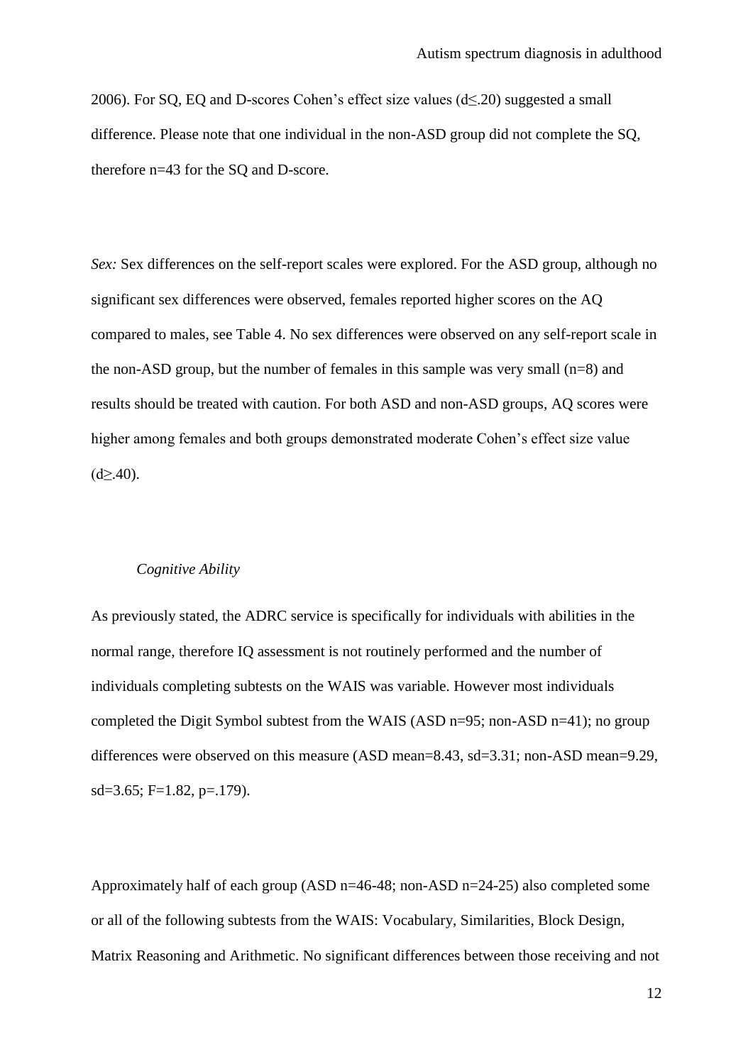2006). For SQ, EQ and D-scores Cohen's effect size values ($d \leq .20$) suggested a small difference. Please note that one individual in the non-ASD group did not complete the SQ, therefore n=43 for the SQ and D-score.

*Sex:* Sex differences on the self-report scales were explored. For the ASD group, although no significant sex differences were observed, females reported higher scores on the AQ compared to males, see Table 4. No sex differences were observed on any self-report scale in the non-ASD group, but the number of females in this sample was very small (n=8) and results should be treated with caution. For both ASD and non-ASD groups, AQ scores were higher among females and both groups demonstrated moderate Cohen's effect size value ($d \geq .40$).

*Cognitive Ability*

As previously stated, the ADRC service is specifically for individuals with abilities in the normal range, therefore IQ assessment is not routinely performed and the number of individuals completing subtests on the WAIS was variable. However most individuals completed the Digit Symbol subtest from the WAIS (ASD n=95; non-ASD n=41); no group differences were observed on this measure (ASD mean=8.43, sd=3.31; non-ASD mean=9.29, sd=3.65; $F=1.82$, $p=.179$).

Approximately half of each group (ASD n=46-48; non-ASD n=24-25) also completed some or all of the following subtests from the WAIS: Vocabulary, Similarities, Block Design, Matrix Reasoning and Arithmetic. No significant differences between those receiving and not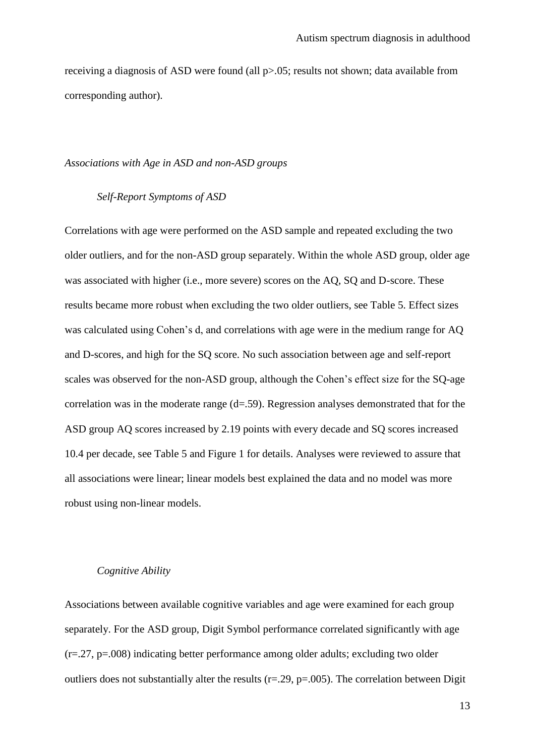receiving a diagnosis of ASD were found (all $p>.05$; results not shown; data available from corresponding author).

*Associations with Age in ASD and non-ASD groups*

*Self-Report Symptoms of ASD*

Correlations with age were performed on the ASD sample and repeated excluding the two older outliers, and for the non-ASD group separately. Within the whole ASD group, older age was associated with higher (i.e., more severe) scores on the AQ, SQ and D-score. These results became more robust when excluding the two older outliers, see Table 5. Effect sizes was calculated using Cohen's d, and correlations with age were in the medium range for AQ and D-scores, and high for the SQ score. No such association between age and self-report scales was observed for the non-ASD group, although the Cohen's effect size for the SQ-age correlation was in the moderate range ($d=.59$). Regression analyses demonstrated that for the ASD group AQ scores increased by 2.19 points with every decade and SQ scores increased 10.4 per decade, see Table 5 and Figure 1 for details. Analyses were reviewed to assure that all associations were linear; linear models best explained the data and no model was more robust using non-linear models.

*Cognitive Ability*

Associations between available cognitive variables and age were examined for each group separately. For the ASD group, Digit Symbol performance correlated significantly with age ($r=.27$, $p=.008$) indicating better performance among older adults; excluding two older outliers does not substantially alter the results ($r=.29$, $p=.005$). The correlation between Digit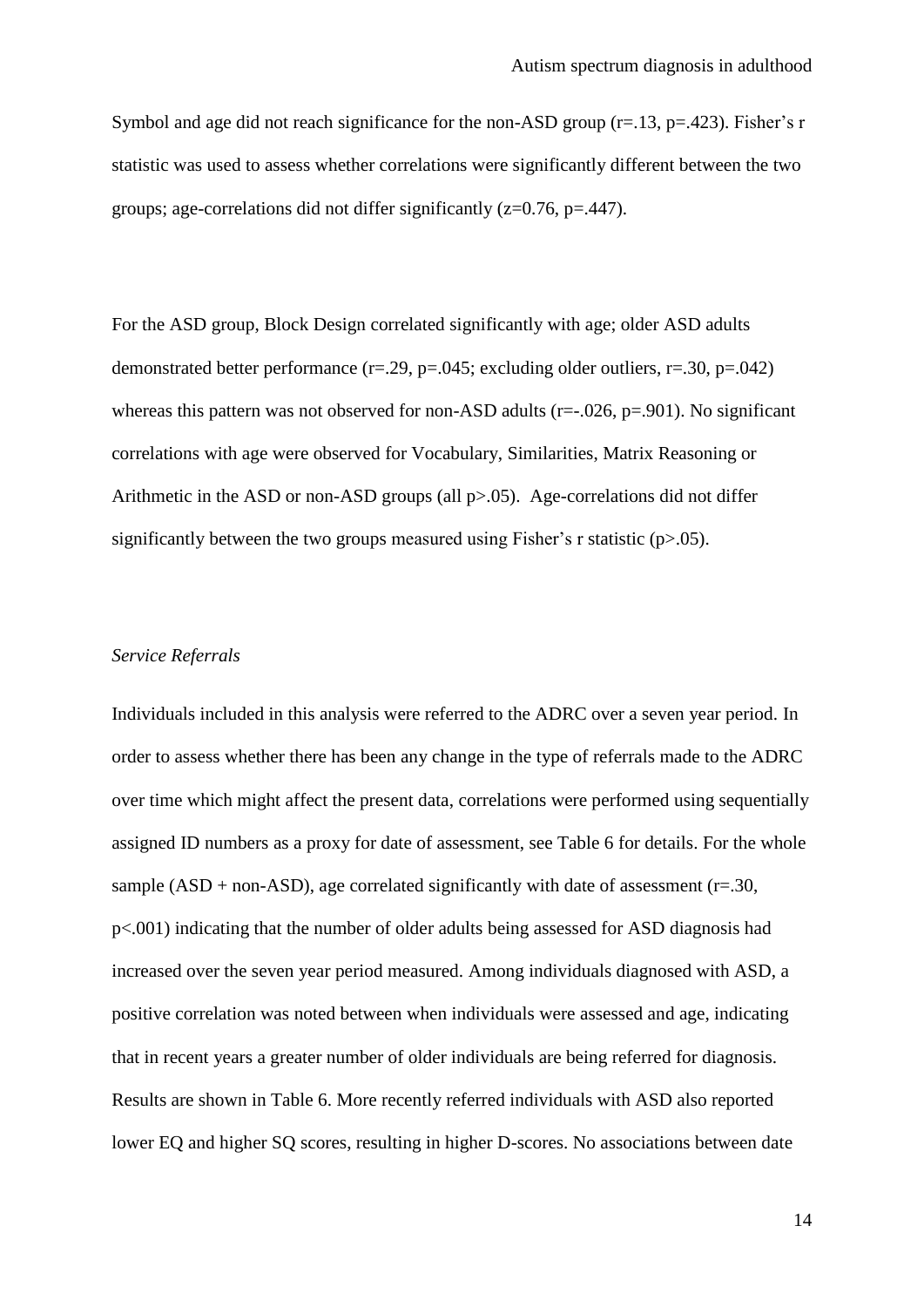Symbol and age did not reach significance for the non-ASD group ($r=.13$, $p=.423$). Fisher's r statistic was used to assess whether correlations were significantly different between the two groups; age-correlations did not differ significantly ($z=0.76$, $p=.447$).

For the ASD group, Block Design correlated significantly with age; older ASD adults demonstrated better performance ($r=.29$, $p=.045$; excluding older outliers, $r=.30$, $p=.042$) whereas this pattern was not observed for non-ASD adults ($r=-.026$, $p=.901$). No significant correlations with age were observed for Vocabulary, Similarities, Matrix Reasoning or Arithmetic in the ASD or non-ASD groups (all $p>.05$). Age-correlations did not differ significantly between the two groups measured using Fisher's r statistic ($p>.05$).

*Service Referrals*

Individuals included in this analysis were referred to the ADRC over a seven year period. In order to assess whether there has been any change in the type of referrals made to the ADRC over time which might affect the present data, correlations were performed using sequentially assigned ID numbers as a proxy for date of assessment, see Table 6 for details. For the whole sample (ASD + non-ASD), age correlated significantly with date of assessment ($r=.30$, $p<.001$) indicating that the number of older adults being assessed for ASD diagnosis had increased over the seven year period measured. Among individuals diagnosed with ASD, a positive correlation was noted between when individuals were assessed and age, indicating that in recent years a greater number of older individuals are being referred for diagnosis. Results are shown in Table 6. More recently referred individuals with ASD also reported lower EQ and higher SQ scores, resulting in higher D-scores. No associations between date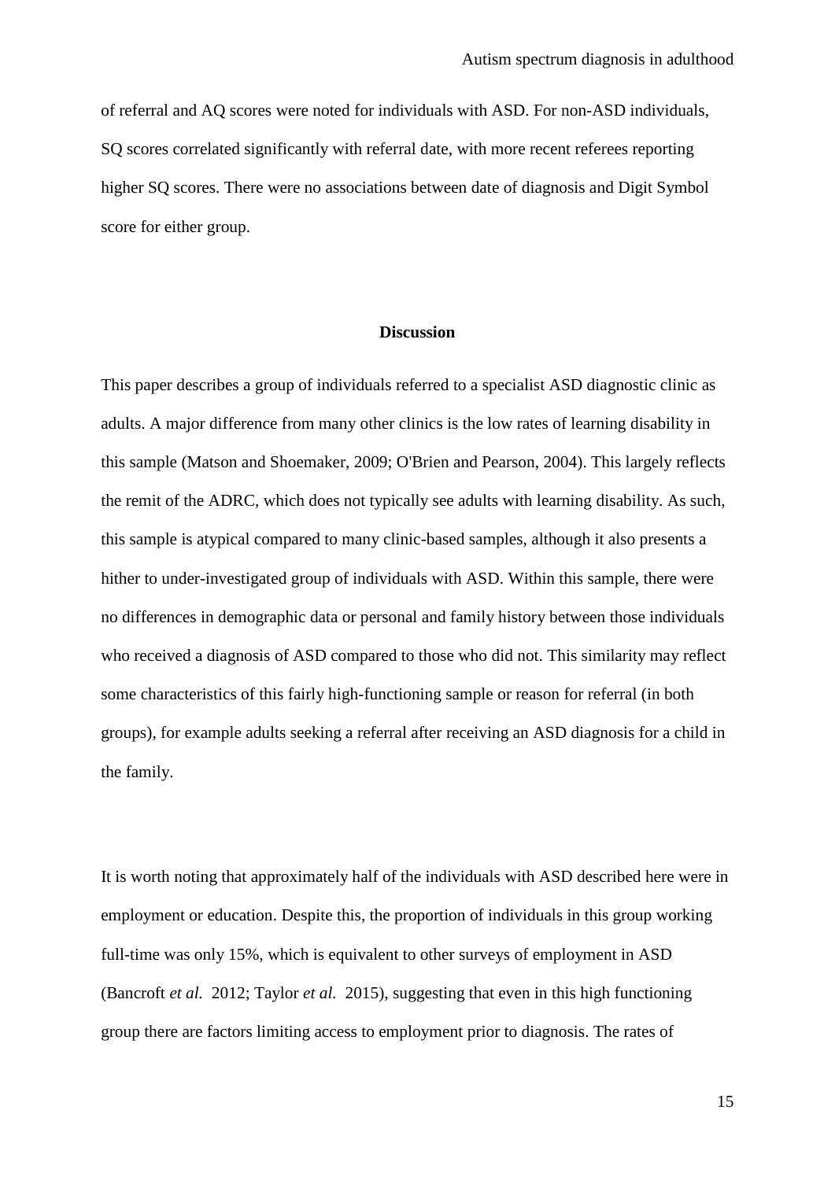of referral and AQ scores were noted for individuals with ASD. For non-ASD individuals, SQ scores correlated significantly with referral date, with more recent referees reporting higher SQ scores. There were no associations between date of diagnosis and Digit Symbol score for either group.

## Discussion

This paper describes a group of individuals referred to a specialist ASD diagnostic clinic as adults. A major difference from many other clinics is the low rates of learning disability in this sample (Matson and Shoemaker, 2009; O'Brien and Pearson, 2004). This largely reflects the remit of the ADRC, which does not typically see adults with learning disability. As such, this sample is atypical compared to many clinic-based samples, although it also presents a hither to under-investigated group of individuals with ASD. Within this sample, there were no differences in demographic data or personal and family history between those individuals who received a diagnosis of ASD compared to those who did not. This similarity may reflect some characteristics of this fairly high-functioning sample or reason for referral (in both groups), for example adults seeking a referral after receiving an ASD diagnosis for a child in the family.

It is worth noting that approximately half of the individuals with ASD described here were in employment or education. Despite this, the proportion of individuals in this group working full-time was only 15%, which is equivalent to other surveys of employment in ASD (Bancroft *et al.* 2012; Taylor *et al.* 2015), suggesting that even in this high functioning group there are factors limiting access to employment prior to diagnosis. The rates of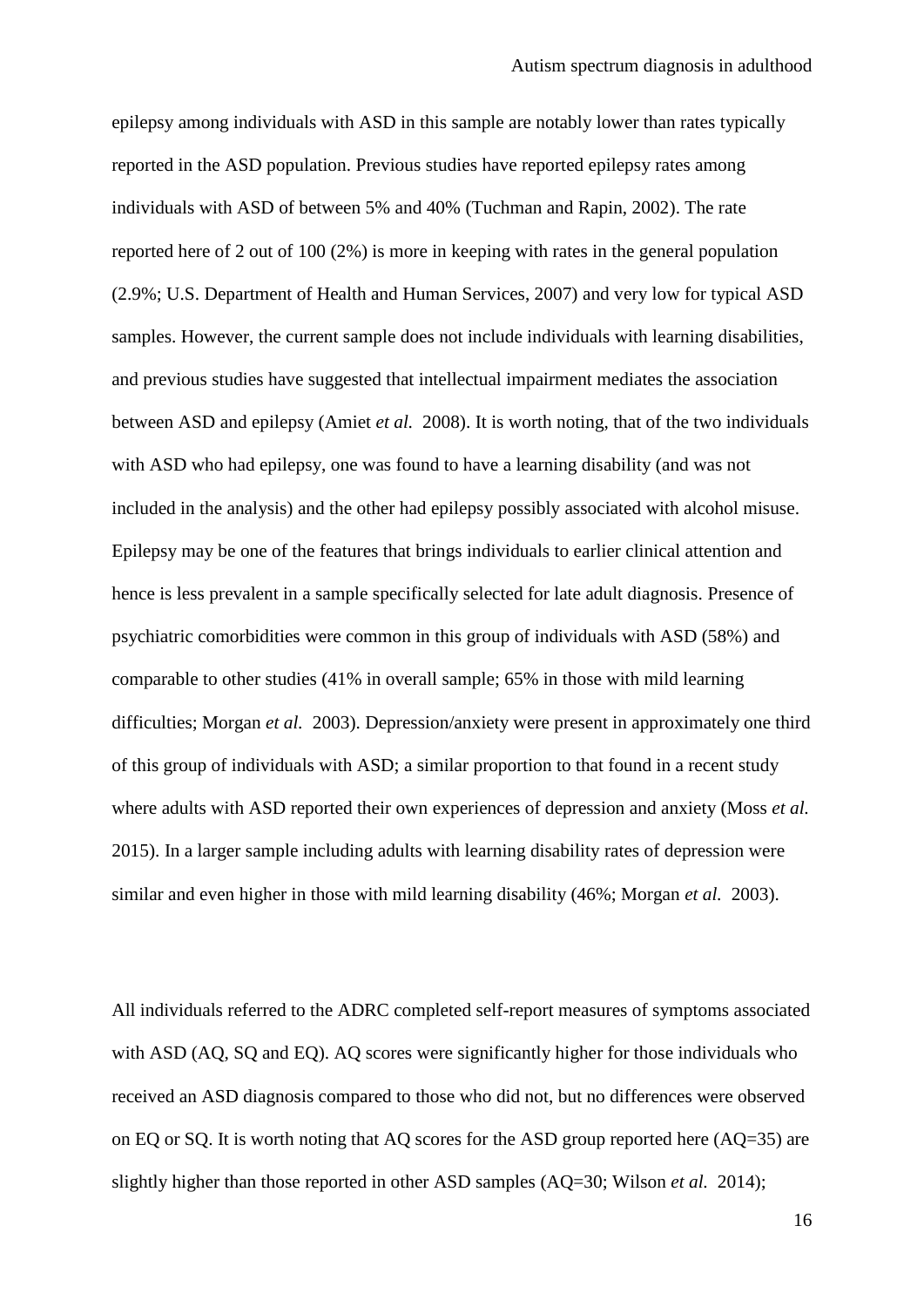epilepsy among individuals with ASD in this sample are notably lower than rates typically reported in the ASD population. Previous studies have reported epilepsy rates among individuals with ASD of between 5% and 40% (Tuchman and Rapin, 2002). The rate reported here of 2 out of 100 (2%) is more in keeping with rates in the general population (2.9%; U.S. Department of Health and Human Services, 2007) and very low for typical ASD samples. However, the current sample does not include individuals with learning disabilities, and previous studies have suggested that intellectual impairment mediates the association between ASD and epilepsy (Amiet *et al.* 2008). It is worth noting, that of the two individuals with ASD who had epilepsy, one was found to have a learning disability (and was not included in the analysis) and the other had epilepsy possibly associated with alcohol misuse. Epilepsy may be one of the features that brings individuals to earlier clinical attention and hence is less prevalent in a sample specifically selected for late adult diagnosis. Presence of psychiatric comorbidities were common in this group of individuals with ASD (58%) and comparable to other studies (41% in overall sample; 65% in those with mild learning difficulties; Morgan *et al.* 2003). Depression/anxiety were present in approximately one third of this group of individuals with ASD; a similar proportion to that found in a recent study where adults with ASD reported their own experiences of depression and anxiety (Moss *et al.* 2015). In a larger sample including adults with learning disability rates of depression were similar and even higher in those with mild learning disability (46%; Morgan *et al.* 2003).

All individuals referred to the ADRC completed self-report measures of symptoms associated with ASD (AQ, SQ and EQ). AQ scores were significantly higher for those individuals who received an ASD diagnosis compared to those who did not, but no differences were observed on EQ or SQ. It is worth noting that AQ scores for the ASD group reported here (AQ=35) are slightly higher than those reported in other ASD samples (AQ=30; Wilson *et al.* 2014);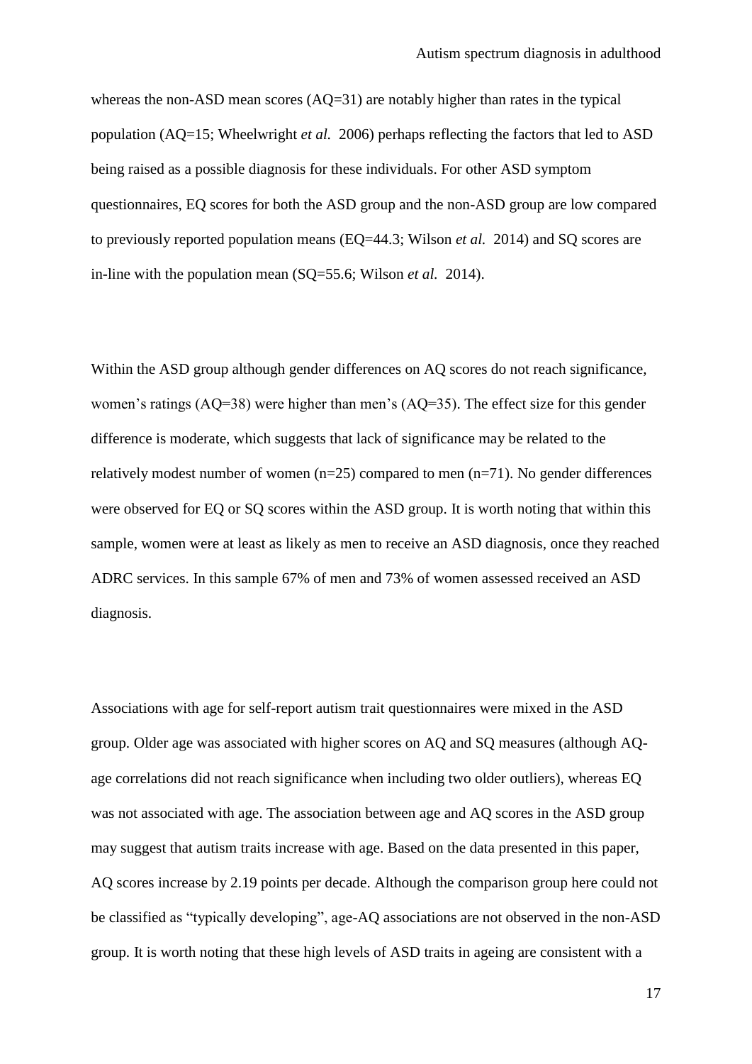whereas the non-ASD mean scores (AQ=31) are notably higher than rates in the typical population (AQ=15; Wheelwright *et al.* 2006) perhaps reflecting the factors that led to ASD being raised as a possible diagnosis for these individuals. For other ASD symptom questionnaires, EQ scores for both the ASD group and the non-ASD group are low compared to previously reported population means (EQ=44.3; Wilson *et al.* 2014) and SQ scores are in-line with the population mean (SQ=55.6; Wilson *et al.* 2014).

Within the ASD group although gender differences on AQ scores do not reach significance, women's ratings (AQ=38) were higher than men's (AQ=35). The effect size for this gender difference is moderate, which suggests that lack of significance may be related to the relatively modest number of women (n=25) compared to men (n=71). No gender differences were observed for EQ or SQ scores within the ASD group. It is worth noting that within this sample, women were at least as likely as men to receive an ASD diagnosis, once they reached ADRC services. In this sample 67% of men and 73% of women assessed received an ASD diagnosis.

Associations with age for self-report autism trait questionnaires were mixed in the ASD group. Older age was associated with higher scores on AQ and SQ measures (although AQ-age correlations did not reach significance when including two older outliers), whereas EQ was not associated with age. The association between age and AQ scores in the ASD group may suggest that autism traits increase with age. Based on the data presented in this paper, AQ scores increase by 2.19 points per decade. Although the comparison group here could not be classified as "typically developing", age-AQ associations are not observed in the non-ASD group. It is worth noting that these high levels of ASD traits in ageing are consistent with a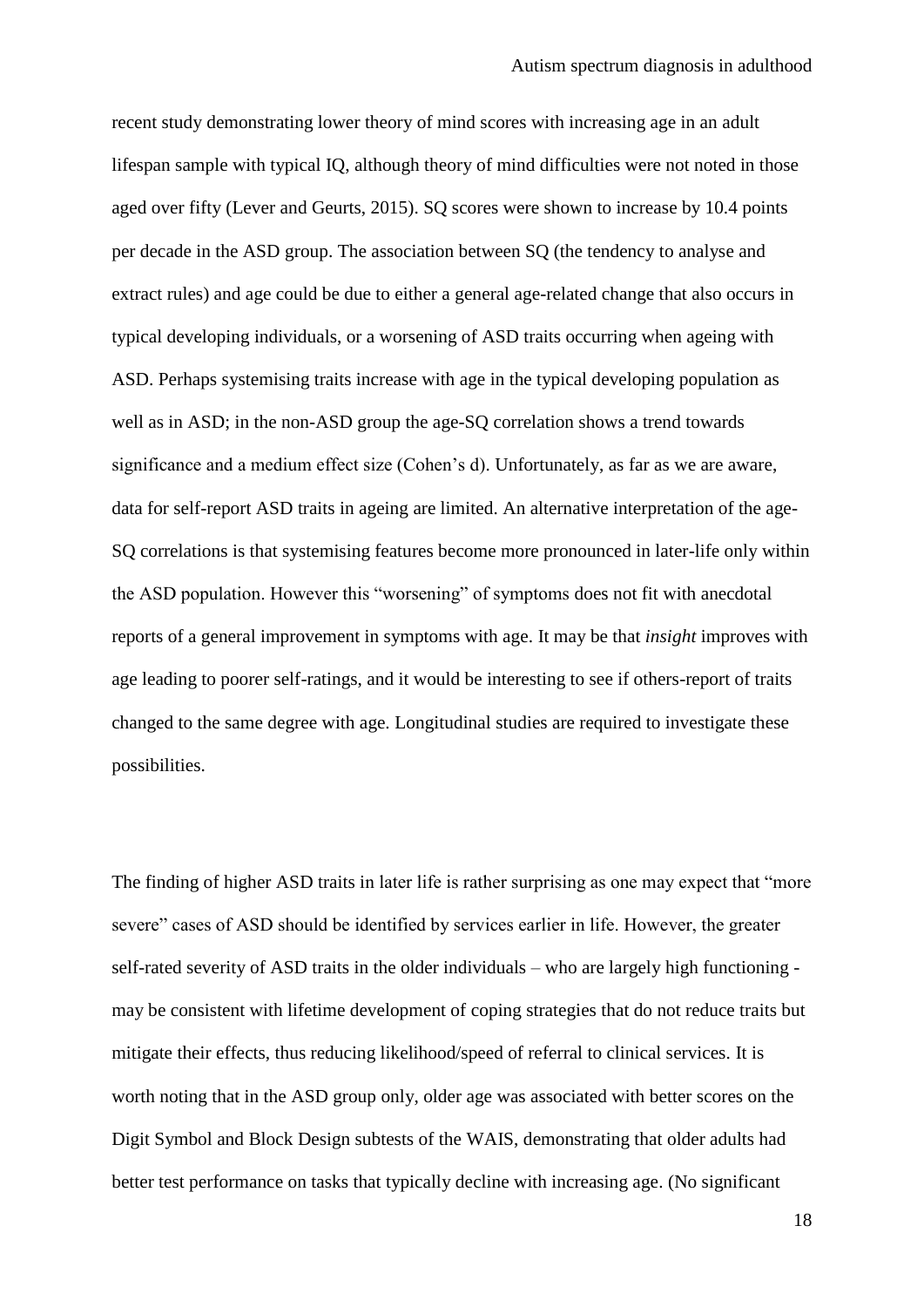recent study demonstrating lower theory of mind scores with increasing age in an adult lifespan sample with typical IQ, although theory of mind difficulties were not noted in those aged over fifty (Lever and Geurts, 2015). SQ scores were shown to increase by 10.4 points per decade in the ASD group. The association between SQ (the tendency to analyse and extract rules) and age could be due to either a general age-related change that also occurs in typical developing individuals, or a worsening of ASD traits occurring when ageing with ASD. Perhaps systemising traits increase with age in the typical developing population as well as in ASD; in the non-ASD group the age-SQ correlation shows a trend towards significance and a medium effect size (Cohen's d). Unfortunately, as far as we are aware, data for self-report ASD traits in ageing are limited. An alternative interpretation of the age-SQ correlations is that systemising features become more pronounced in later-life only within the ASD population. However this "worsening" of symptoms does not fit with anecdotal reports of a general improvement in symptoms with age. It may be that *insight* improves with age leading to poorer self-ratings, and it would be interesting to see if others-report of traits changed to the same degree with age. Longitudinal studies are required to investigate these possibilities.

The finding of higher ASD traits in later life is rather surprising as one may expect that "more severe" cases of ASD should be identified by services earlier in life. However, the greater self-rated severity of ASD traits in the older individuals – who are largely high functioning - may be consistent with lifetime development of coping strategies that do not reduce traits but mitigate their effects, thus reducing likelihood/speed of referral to clinical services. It is worth noting that in the ASD group only, older age was associated with better scores on the Digit Symbol and Block Design subtests of the WAIS, demonstrating that older adults had better test performance on tasks that typically decline with increasing age. (No significant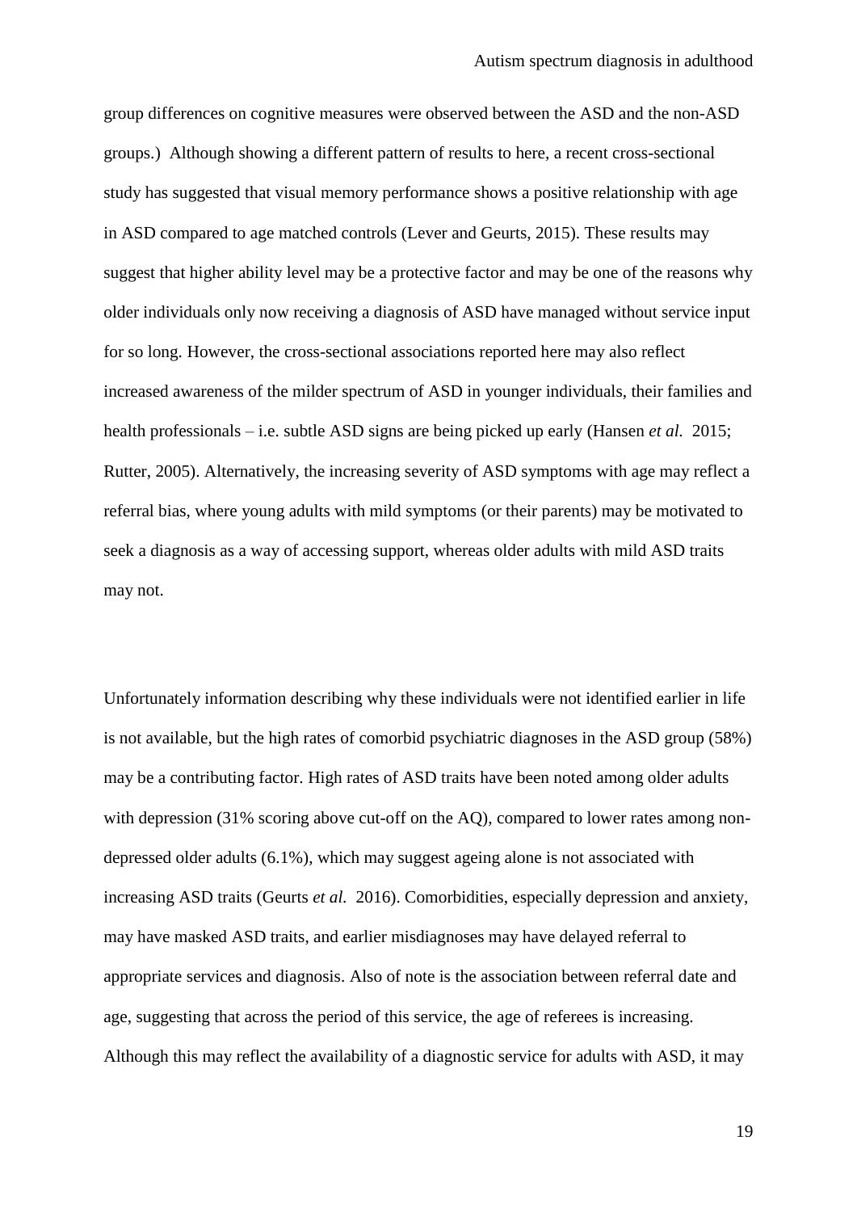group differences on cognitive measures were observed between the ASD and the non-ASD groups.) Although showing a different pattern of results to here, a recent cross-sectional study has suggested that visual memory performance shows a positive relationship with age in ASD compared to age matched controls (Lever and Geurts, 2015). These results may suggest that higher ability level may be a protective factor and may be one of the reasons why older individuals only now receiving a diagnosis of ASD have managed without service input for so long. However, the cross-sectional associations reported here may also reflect increased awareness of the milder spectrum of ASD in younger individuals, their families and health professionals – i.e. subtle ASD signs are being picked up early (Hansen *et al.* 2015; Rutter, 2005). Alternatively, the increasing severity of ASD symptoms with age may reflect a referral bias, where young adults with mild symptoms (or their parents) may be motivated to seek a diagnosis as a way of accessing support, whereas older adults with mild ASD traits may not.

Unfortunately information describing why these individuals were not identified earlier in life is not available, but the high rates of comorbid psychiatric diagnoses in the ASD group (58%) may be a contributing factor. High rates of ASD traits have been noted among older adults with depression (31% scoring above cut-off on the AQ), compared to lower rates among non-depressed older adults (6.1%), which may suggest ageing alone is not associated with increasing ASD traits (Geurts *et al.* 2016). Comorbidities, especially depression and anxiety, may have masked ASD traits, and earlier misdiagnoses may have delayed referral to appropriate services and diagnosis. Also of note is the association between referral date and age, suggesting that across the period of this service, the age of referees is increasing. Although this may reflect the availability of a diagnostic service for adults with ASD, it may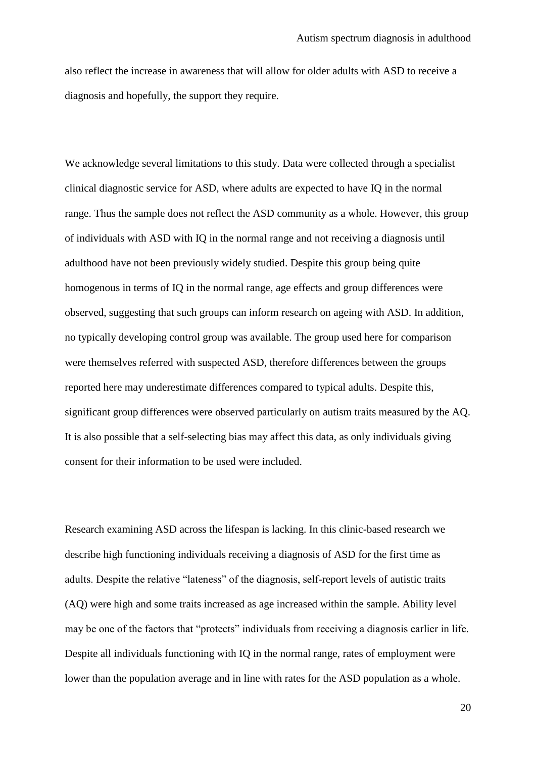also reflect the increase in awareness that will allow for older adults with ASD to receive a diagnosis and hopefully, the support they require.

We acknowledge several limitations to this study. Data were collected through a specialist clinical diagnostic service for ASD, where adults are expected to have IQ in the normal range. Thus the sample does not reflect the ASD community as a whole. However, this group of individuals with ASD with IQ in the normal range and not receiving a diagnosis until adulthood have not been previously widely studied. Despite this group being quite homogenous in terms of IQ in the normal range, age effects and group differences were observed, suggesting that such groups can inform research on ageing with ASD. In addition, no typically developing control group was available. The group used here for comparison were themselves referred with suspected ASD, therefore differences between the groups reported here may underestimate differences compared to typical adults. Despite this, significant group differences were observed particularly on autism traits measured by the AQ. It is also possible that a self-selecting bias may affect this data, as only individuals giving consent for their information to be used were included.

Research examining ASD across the lifespan is lacking. In this clinic-based research we describe high functioning individuals receiving a diagnosis of ASD for the first time as adults. Despite the relative "lateness" of the diagnosis, self-report levels of autistic traits (AQ) were high and some traits increased as age increased within the sample. Ability level may be one of the factors that "protects" individuals from receiving a diagnosis earlier in life. Despite all individuals functioning with IQ in the normal range, rates of employment were lower than the population average and in line with rates for the ASD population as a whole.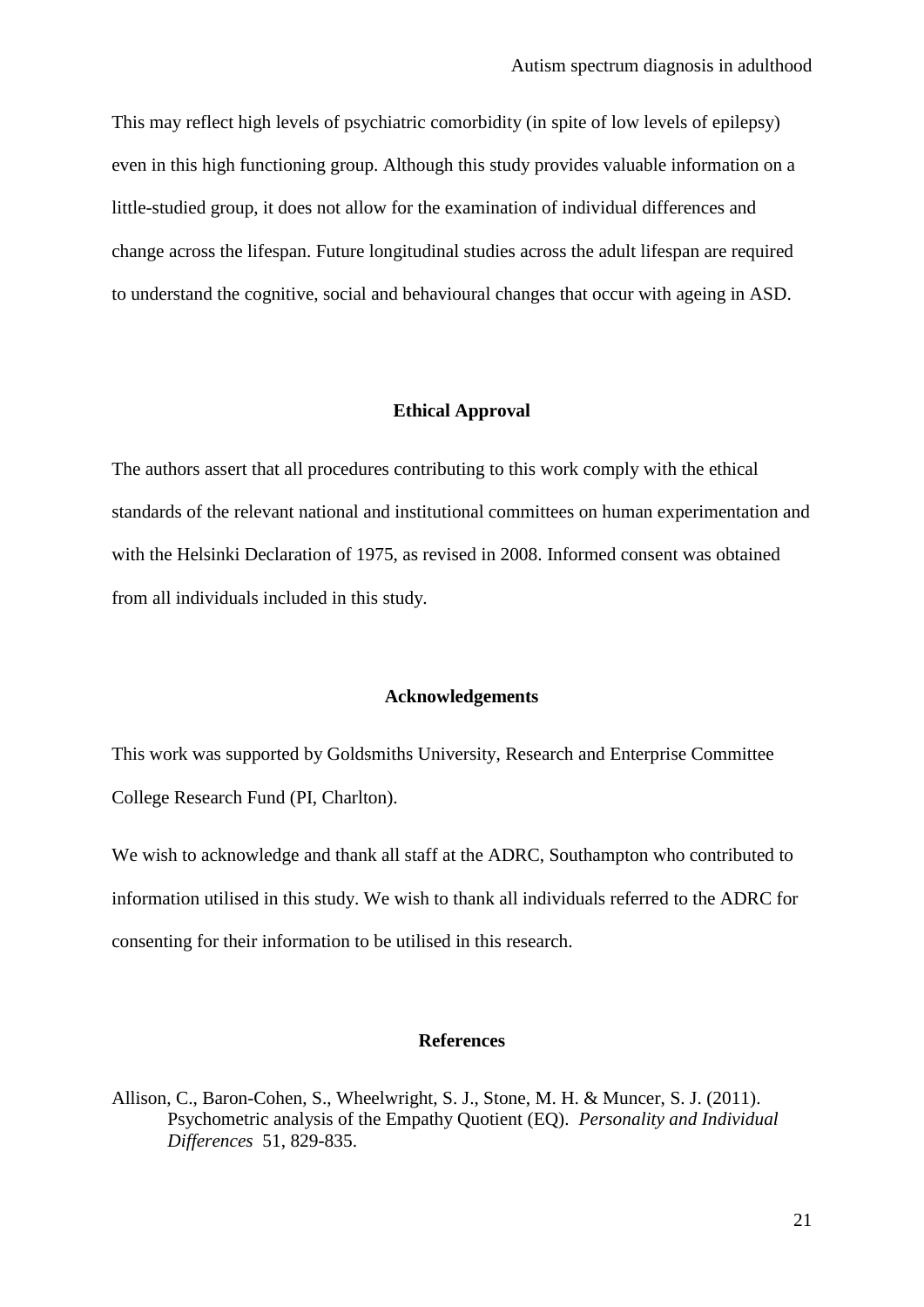This may reflect high levels of psychiatric comorbidity (in spite of low levels of epilepsy) even in this high functioning group. Although this study provides valuable information on a little-studied group, it does not allow for the examination of individual differences and change across the lifespan. Future longitudinal studies across the adult lifespan are required to understand the cognitive, social and behavioural changes that occur with ageing in ASD.

## Ethical Approval

The authors assert that all procedures contributing to this work comply with the ethical standards of the relevant national and institutional committees on human experimentation and with the Helsinki Declaration of 1975, as revised in 2008. Informed consent was obtained from all individuals included in this study.

## Acknowledgements

This work was supported by Goldsmiths University, Research and Enterprise Committee College Research Fund (PI, Charlton).

We wish to acknowledge and thank all staff at the ADRC, Southampton who contributed to information utilised in this study. We wish to thank all individuals referred to the ADRC for consenting for their information to be utilised in this research.

## References

Allison, C., Baron-Cohen, S., Wheelwright, S. J., Stone, M. H. & Muncer, S. J. (2011). Psychometric analysis of the Empathy Quotient (EQ). *Personality and Individual Differences* 51, 829-835.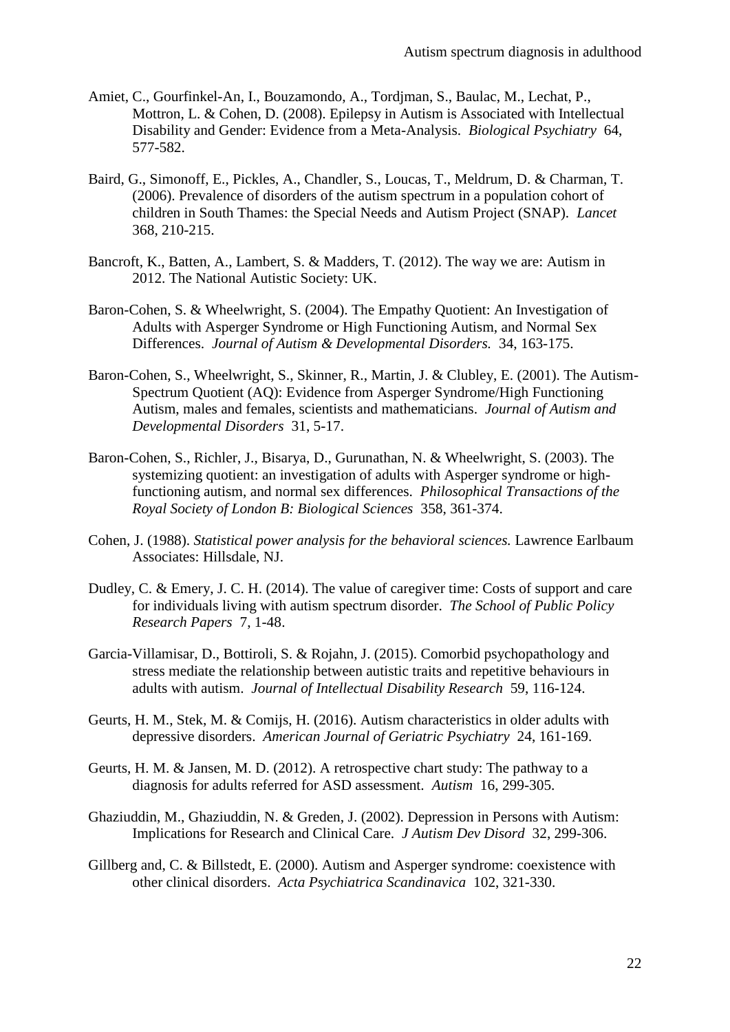Amiet, C., Gourfinkel-An, I., Bouzamondo, A., Tordjman, S., Baulac, M., Lechat, P., Mottron, L. & Cohen, D. (2008). Epilepsy in Autism is Associated with Intellectual Disability and Gender: Evidence from a Meta-Analysis. *Biological Psychiatry* 64, 577-582.

Baird, G., Simonoff, E., Pickles, A., Chandler, S., Loucas, T., Meldrum, D. & Charman, T. (2006). Prevalence of disorders of the autism spectrum in a population cohort of children in South Thames: the Special Needs and Autism Project (SNAP). *Lancet* 368, 210-215.

Bancroft, K., Batten, A., Lambert, S. & Madders, T. (2012). The way we are: Autism in 2012. The National Autistic Society: UK.

Baron-Cohen, S. & Wheelwright, S. (2004). The Empathy Quotient: An Investigation of Adults with Asperger Syndrome or High Functioning Autism, and Normal Sex Differences. *Journal of Autism & Developmental Disorders.* 34, 163-175.

Baron-Cohen, S., Wheelwright, S., Skinner, R., Martin, J. & Clubley, E. (2001). The Autism-Spectrum Quotient (AQ): Evidence from Asperger Syndrome/High Functioning Autism, males and females, scientists and mathematicians. *Journal of Autism and Developmental Disorders* 31, 5-17.

Baron-Cohen, S., Richler, J., Bisarya, D., Gurunathan, N. & Wheelwright, S. (2003). The systemizing quotient: an investigation of adults with Asperger syndrome or high-functioning autism, and normal sex differences. *Philosophical Transactions of the Royal Society of London B: Biological Sciences* 358, 361-374.

Cohen, J. (1988). *Statistical power analysis for the behavioral sciences.* Lawrence Earlbaum Associates: Hillsdale, NJ.

Dudley, C. & Emery, J. C. H. (2014). The value of caregiver time: Costs of support and care for individuals living with autism spectrum disorder. *The School of Public Policy Research Papers* 7, 1-48.

Garcia-Villamisar, D., Bottiroli, S. & Rojahn, J. (2015). Comorbid psychopathology and stress mediate the relationship between autistic traits and repetitive behaviours in adults with autism. *Journal of Intellectual Disability Research* 59, 116-124.

Geurts, H. M., Stek, M. & Comijs, H. (2016). Autism characteristics in older adults with depressive disorders. *American Journal of Geriatric Psychiatry* 24, 161-169.

Geurts, H. M. & Jansen, M. D. (2012). A retrospective chart study: The pathway to a diagnosis for adults referred for ASD assessment. *Autism* 16, 299-305.

Ghaziuddin, M., Ghaziuddin, N. & Greden, J. (2002). Depression in Persons with Autism: Implications for Research and Clinical Care. *J Autism Dev Disord* 32, 299-306.

Gillberg and, C. & Billstedt, E. (2000). Autism and Asperger syndrome: coexistence with other clinical disorders. *Acta Psychiatrica Scandinavica* 102, 321-330.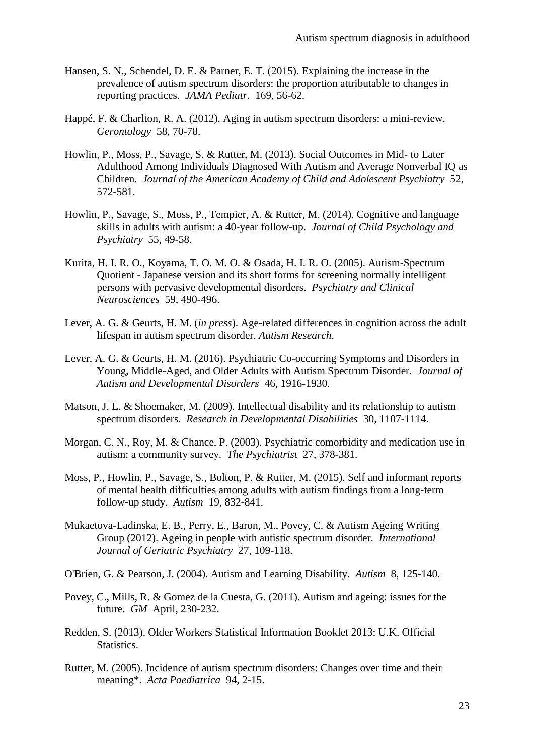Hansen, S. N., Schendel, D. E. & Parner, E. T. (2015). Explaining the increase in the prevalence of autism spectrum disorders: the proportion attributable to changes in reporting practices. *JAMA Pediatr.* 169, 56-62.

Happé, F. & Charlton, R. A. (2012). Aging in autism spectrum disorders: a mini-review. *Gerontology* 58, 70-78.

Howlin, P., Moss, P., Savage, S. & Rutter, M. (2013). Social Outcomes in Mid- to Later Adulthood Among Individuals Diagnosed With Autism and Average Nonverbal IQ as Children. *Journal of the American Academy of Child and Adolescent Psychiatry* 52, 572-581.

Howlin, P., Savage, S., Moss, P., Tempier, A. & Rutter, M. (2014). Cognitive and language skills in adults with autism: a 40-year follow-up. *Journal of Child Psychology and Psychiatry* 55, 49-58.

Kurita, H. I. R. O., Koyama, T. O. M. O. & Osada, H. I. R. O. (2005). Autism-Spectrum Quotient - Japanese version and its short forms for screening normally intelligent persons with pervasive developmental disorders. *Psychiatry and Clinical Neurosciences* 59, 490-496.

Lever, A. G. & Geurts, H. M. (*in press*). Age-related differences in cognition across the adult lifespan in autism spectrum disorder. *Autism Research*.

Lever, A. G. & Geurts, H. M. (2016). Psychiatric Co-occurring Symptoms and Disorders in Young, Middle-Aged, and Older Adults with Autism Spectrum Disorder. *Journal of Autism and Developmental Disorders* 46, 1916-1930.

Matson, J. L. & Shoemaker, M. (2009). Intellectual disability and its relationship to autism spectrum disorders. *Research in Developmental Disabilities* 30, 1107-1114.

Morgan, C. N., Roy, M. & Chance, P. (2003). Psychiatric comorbidity and medication use in autism: a community survey. *The Psychiatrist* 27, 378-381.

Moss, P., Howlin, P., Savage, S., Bolton, P. & Rutter, M. (2015). Self and informant reports of mental health difficulties among adults with autism findings from a long-term follow-up study. *Autism* 19, 832-841.

Mukaetova-Ladinska, E. B., Perry, E., Baron, M., Povey, C. & Autism Ageing Writing Group (2012). Ageing in people with autistic spectrum disorder. *International Journal of Geriatric Psychiatry* 27, 109-118.

O'Brien, G. & Pearson, J. (2004). Autism and Learning Disability. *Autism* 8, 125-140.

Povey, C., Mills, R. & Gomez de la Cuesta, G. (2011). Autism and ageing: issues for the future. *GM* April, 230-232.

Redden, S. (2013). Older Workers Statistical Information Booklet 2013: U.K. Official Statistics.

Rutter, M. (2005). Incidence of autism spectrum disorders: Changes over time and their meaning*. *Acta Paediatrica* 94, 2-15.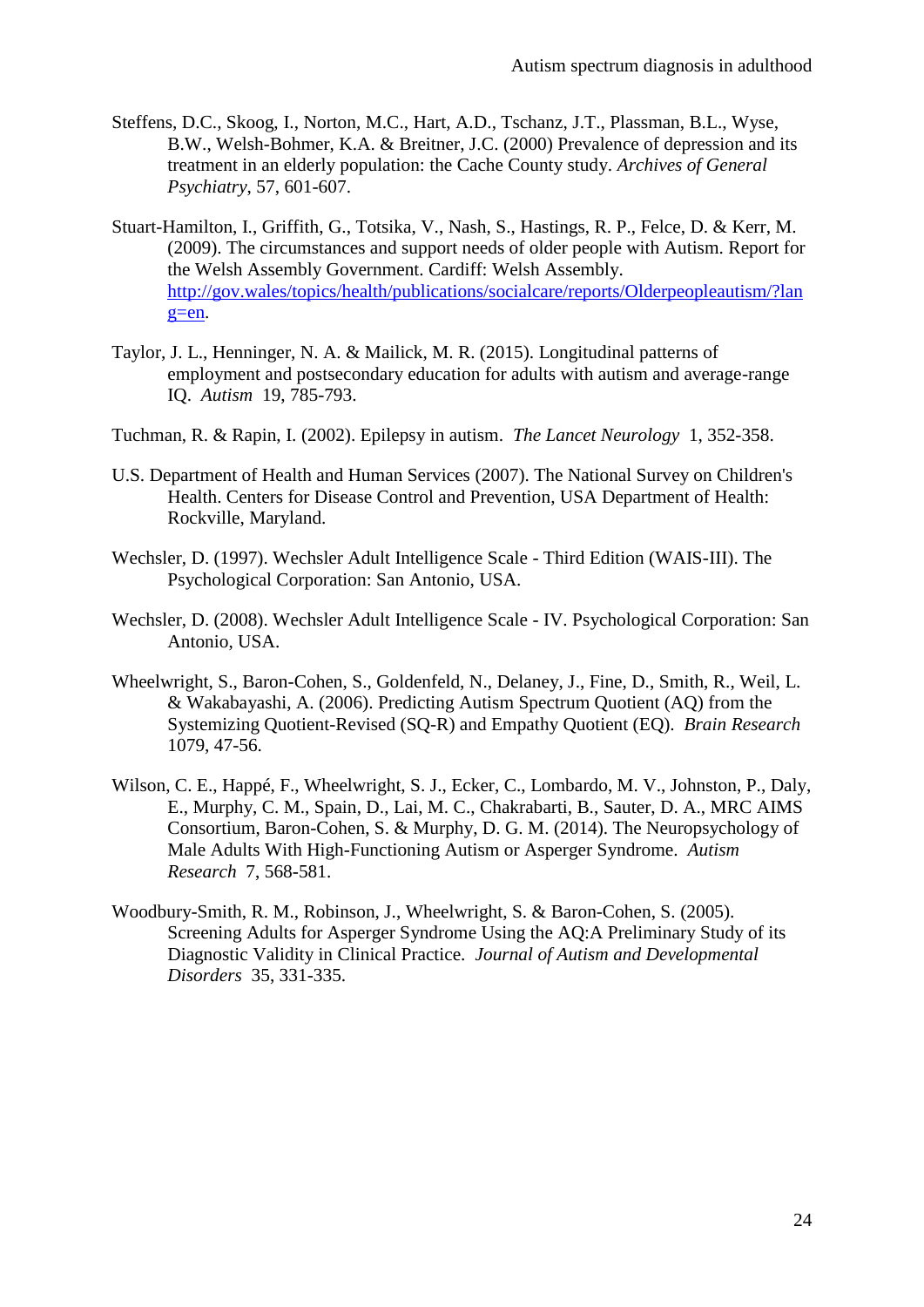Steffens, D.C., Skoog, I., Norton, M.C., Hart, A.D., Tschanz, J.T., Plassman, B.L., Wyse, B.W., Welsh-Bohmer, K.A. & Breitner, J.C. (2000) Prevalence of depression and its treatment in an elderly population: the Cache County study. *Archives of General Psychiatry*, 57, 601-607.

Stuart-Hamilton, I., Griffith, G., Totsika, V., Nash, S., Hastings, R. P., Felce, D. & Kerr, M. (2009). The circumstances and support needs of older people with Autism. Report for the Welsh Assembly Government. Cardiff: Welsh Assembly. [http://gov.wales/topics/health/publications/socialcare/reports/Olderpeopleautism/?lang=en](http://gov.wales/topics/health/publications/socialcare/reports/Olderpeopleautism/?lang=en).

Taylor, J. L., Henninger, N. A. & Mailick, M. R. (2015). Longitudinal patterns of employment and postsecondary education for adults with autism and average-range IQ. *Autism* 19, 785-793.

Tuchman, R. & Rapin, I. (2002). Epilepsy in autism. *The Lancet Neurology* 1, 352-358.

U.S. Department of Health and Human Services (2007). The National Survey on Children's Health. Centers for Disease Control and Prevention, USA Department of Health: Rockville, Maryland.

Wechsler, D. (1997). Wechsler Adult Intelligence Scale - Third Edition (WAIS-III). The Psychological Corporation: San Antonio, USA.

Wechsler, D. (2008). Wechsler Adult Intelligence Scale - IV. Psychological Corporation: San Antonio, USA.

Wheelwright, S., Baron-Cohen, S., Goldenfeld, N., Delaney, J., Fine, D., Smith, R., Weil, L. & Wakabayashi, A. (2006). Predicting Autism Spectrum Quotient (AQ) from the Systemizing Quotient-Revised (SQ-R) and Empathy Quotient (EQ). *Brain Research* 1079, 47-56.

Wilson, C. E., Happé, F., Wheelwright, S. J., Ecker, C., Lombardo, M. V., Johnston, P., Daly, E., Murphy, C. M., Spain, D., Lai, M. C., Chakrabarti, B., Sauter, D. A., MRC AIMS Consortium, Baron-Cohen, S. & Murphy, D. G. M. (2014). The Neuropsychology of Male Adults With High-Functioning Autism or Asperger Syndrome. *Autism Research* 7, 568-581.

Woodbury-Smith, R. M., Robinson, J., Wheelwright, S. & Baron-Cohen, S. (2005). Screening Adults for Asperger Syndrome Using the AQ:A Preliminary Study of its Diagnostic Validity in Clinical Practice. *Journal of Autism and Developmental Disorders* 35, 331-335.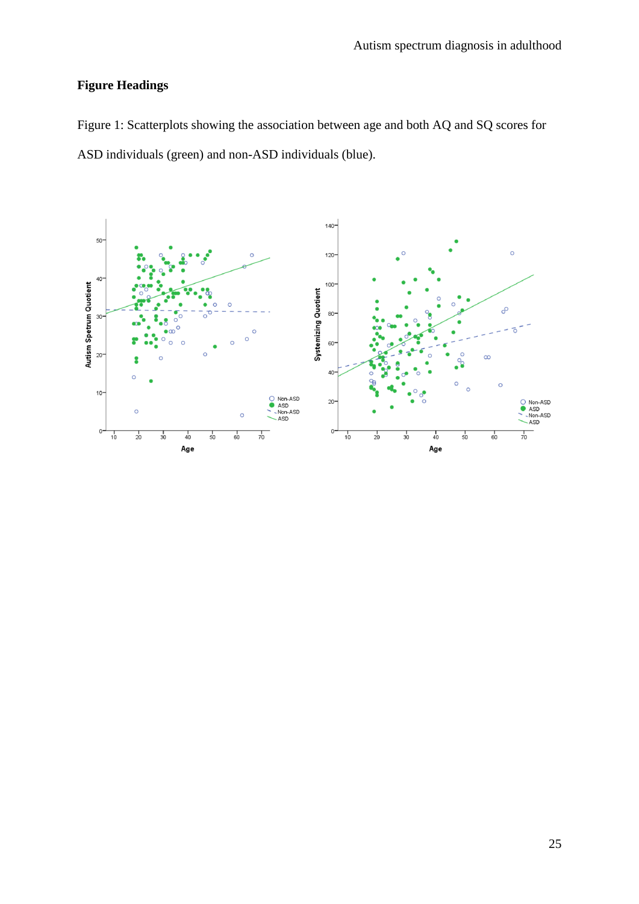**Figure Headings**

Figure 1: Scatterplots showing the association between age and both AQ and SQ scores for ASD individuals (green) and non-ASD individuals (blue).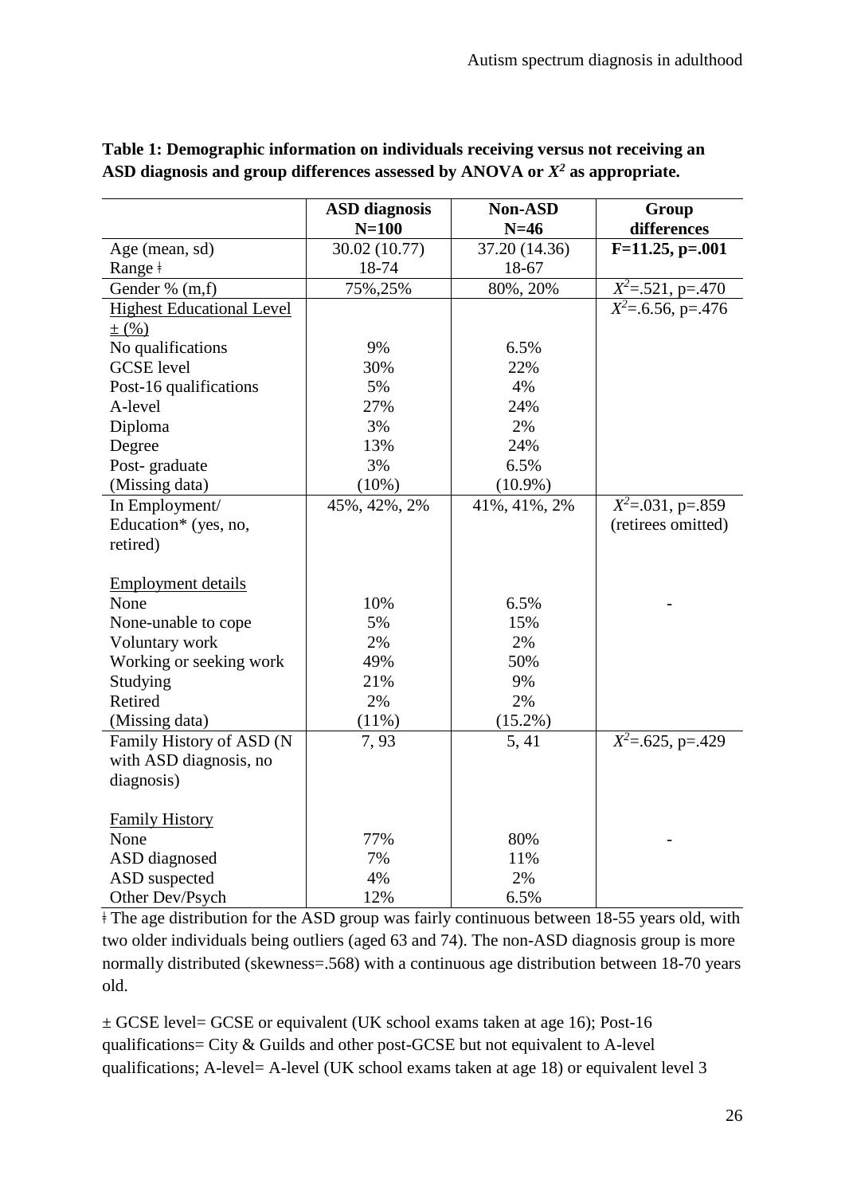**Table 1: Demographic information on individuals receiving versus not receiving an ASD diagnosis and group differences assessed by ANOVA or $X^2$ as appropriate.**

| | **ASD diagnosis N=100** | **Non-ASD N=46** | **Group differences** |
|---|---|---|---|
| Age (mean, sd) | 30.02 (10.77) | 37.20 (14.36) | **F=11.25, p=.001** |
| Range ǂ | 18-74 | 18-67 | |
| Gender % (m,f) | 75%,25% | 80%, 20% | $X^2$=.521, p=.470 |
| Highest Educational Level ± (%) | | | $X^2$=.6.56, p=.476 |
| No qualifications | 9% | 6.5% | |
| GCSE level | 30% | 22% | |
| Post-16 qualifications | 5% | 4% | |
| A-level | 27% | 24% | |
| Diploma | 3% | 2% | |
| Degree | 13% | 24% | |
| Post- graduate | 3% | 6.5% | |
| (Missing data) | (10%) | (10.9%) | |
| In Employment/ Education* (yes, no, retired) | 45%, 42%, 2% | 41%, 41%, 2% | $X^2$=.031, p=.859 (retirees omitted) |
| Employment details | | | |
| None | 10% | 6.5% | - |
| None-unable to cope | 5% | 15% | |
| Voluntary work | 2% | 2% | |
| Working or seeking work | 49% | 50% | |
| Studying | 21% | 9% | |
| Retired | 2% | 2% | |
| (Missing data) | (11%) | (15.2%) | |
| Family History of ASD (N with ASD diagnosis, no diagnosis) | 7, 93 | 5, 41 | $X^2$=.625, p=.429 |
| Family History | | | |
| None | 77% | 80% | - |
| ASD diagnosed | 7% | 11% | |
| ASD suspected | 4% | 2% | |
| Other Dev/Psych | 12% | 6.5% | |

ǂ The age distribution for the ASD group was fairly continuous between 18-55 years old, with two older individuals being outliers (aged 63 and 74). The non-ASD diagnosis group is more normally distributed (skewness=.568) with a continuous age distribution between 18-70 years old.

± GCSE level= GCSE or equivalent (UK school exams taken at age 16); Post-16 qualifications= City & Guilds and other post-GCSE but not equivalent to A-level qualifications; A-level= A-level (UK school exams taken at age 18) or equivalent level 3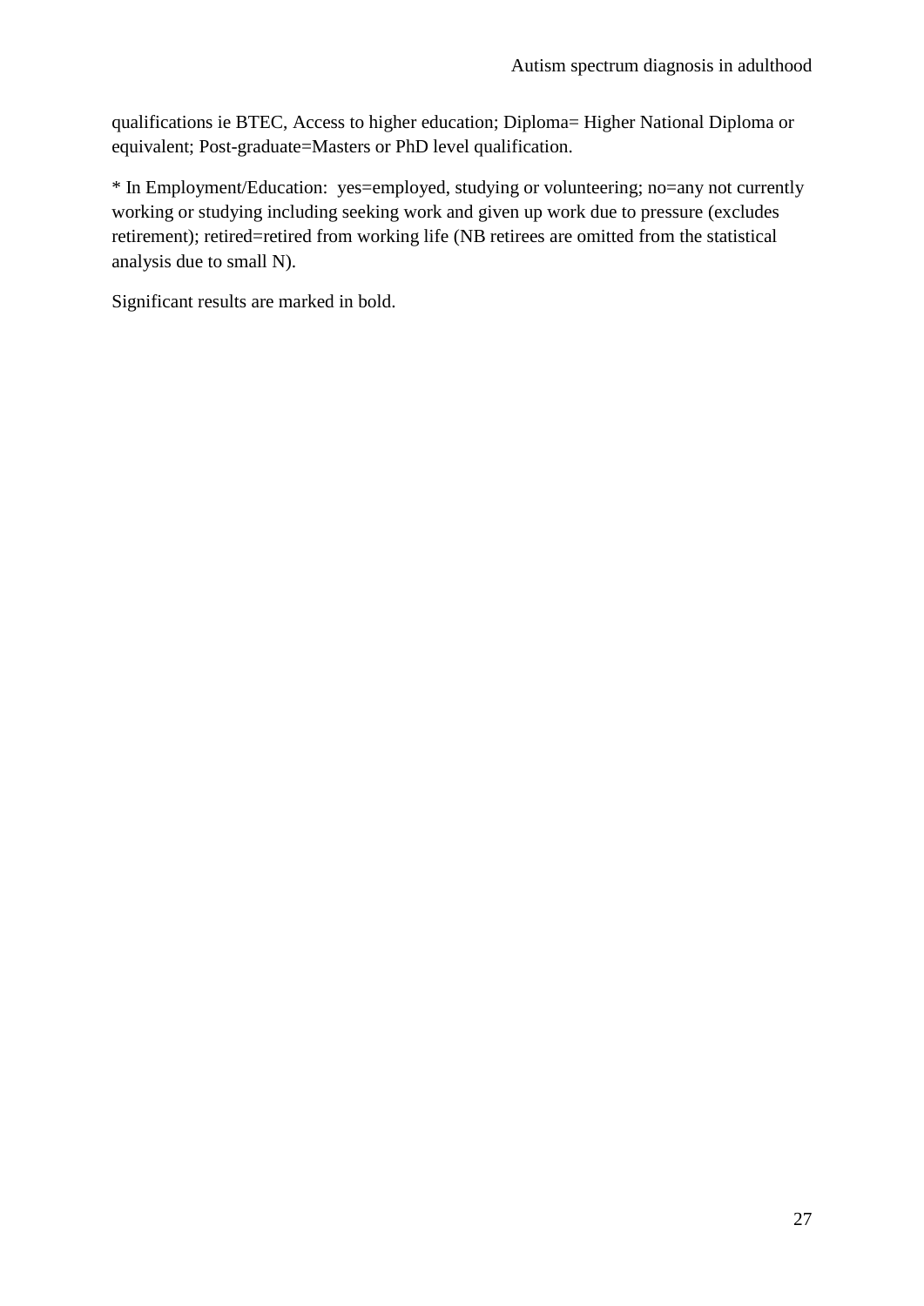qualifications ie BTEC, Access to higher education; Diploma= Higher National Diploma or equivalent; Post-graduate=Masters or PhD level qualification.

* In Employment/Education: yes=employed, studying or volunteering; no=any not currently working or studying including seeking work and given up work due to pressure (excludes retirement); retired=retired from working life (NB retirees are omitted from the statistical analysis due to small N).

Significant results are marked in bold.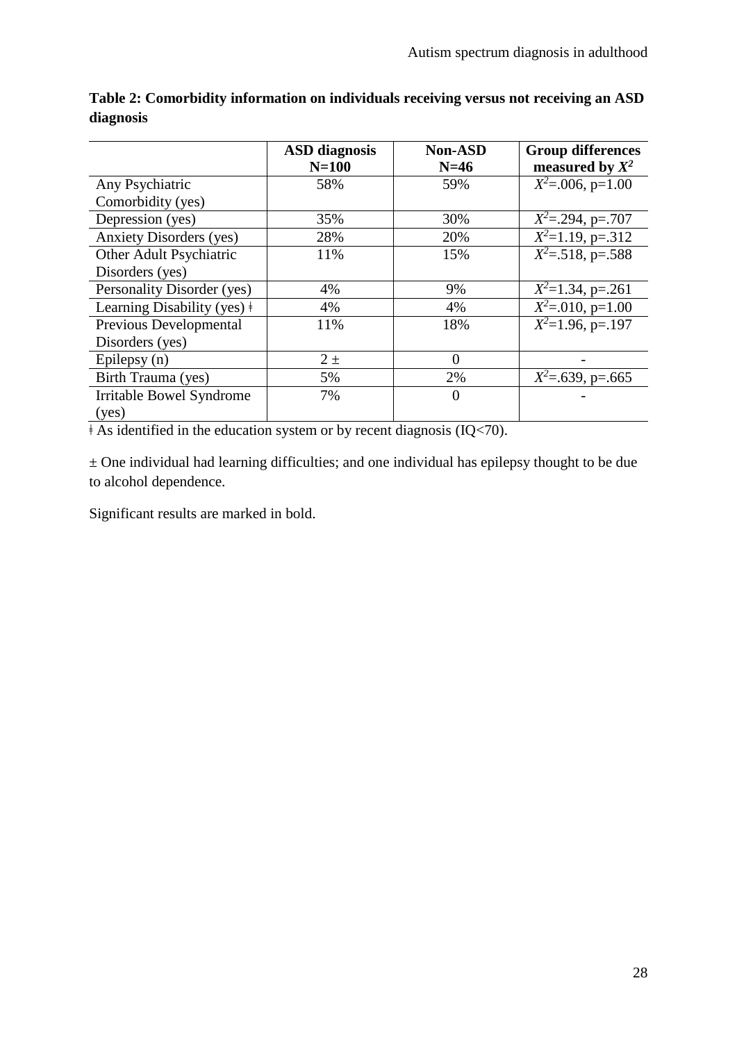**Table 2: Comorbidity information on individuals receiving versus not receiving an ASD diagnosis**

| | **ASD diagnosis N=100** | **Non-ASD N=46** | **Group differences measured by $X^2$** |
|---|---|---|---|
| Any Psychiatric Comorbidity (yes) | 58% | 59% | $X^2$=.006, p=1.00 |
| Depression (yes) | 35% | 30% | $X^2$=.294, p=.707 |
| Anxiety Disorders (yes) | 28% | 20% | $X^2$=1.19, p=.312 |
| Other Adult Psychiatric Disorders (yes) | 11% | 15% | $X^2$=.518, p=.588 |
| Personality Disorder (yes) | 4% | 9% | $X^2$=1.34, p=.261 |
| Learning Disability (yes) ǂ | 4% | 4% | $X^2$=.010, p=1.00 |
| Previous Developmental Disorders (yes) | 11% | 18% | $X^2$=1.96, p=.197 |
| Epilepsy (n) | 2 ± | 0 | - |
| Birth Trauma (yes) | 5% | 2% | $X^2$=.639, p=.665 |
| Irritable Bowel Syndrome (yes) | 7% | 0 | - |

ǂ As identified in the education system or by recent diagnosis (IQ<70).

± One individual had learning difficulties; and one individual has epilepsy thought to be due to alcohol dependence.

Significant results are marked in bold.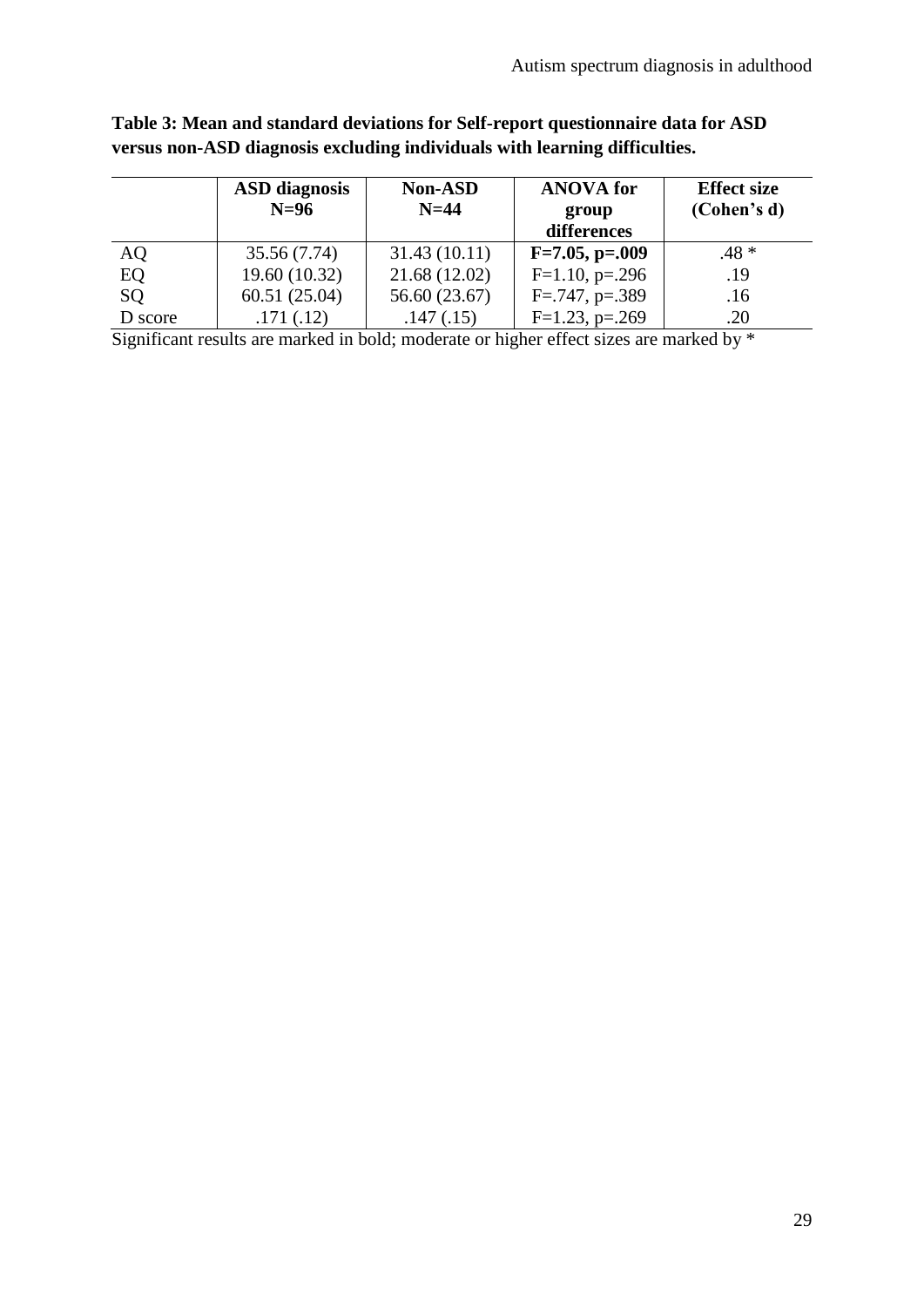**Table 3: Mean and standard deviations for Self-report questionnaire data for ASD versus non-ASD diagnosis excluding individuals with learning difficulties.**

| | **ASD diagnosis N=96** | **Non-ASD N=44** | **ANOVA for group differences** | **Effect size (Cohen's d)** |
|---|---|---|---|---|
| AQ | 35.56 (7.74) | 31.43 (10.11) | **F=7.05, p=.009** | .48 * |
| EQ | 19.60 (10.32) | 21.68 (12.02) | F=1.10, p=.296 | .19 |
| SQ | 60.51 (25.04) | 56.60 (23.67) | F=.747, p=.389 | .16 |
| D score | .171 (.12) | .147 (.15) | F=1.23, p=.269 | .20 |

Significant results are marked in bold; moderate or higher effect sizes are marked by *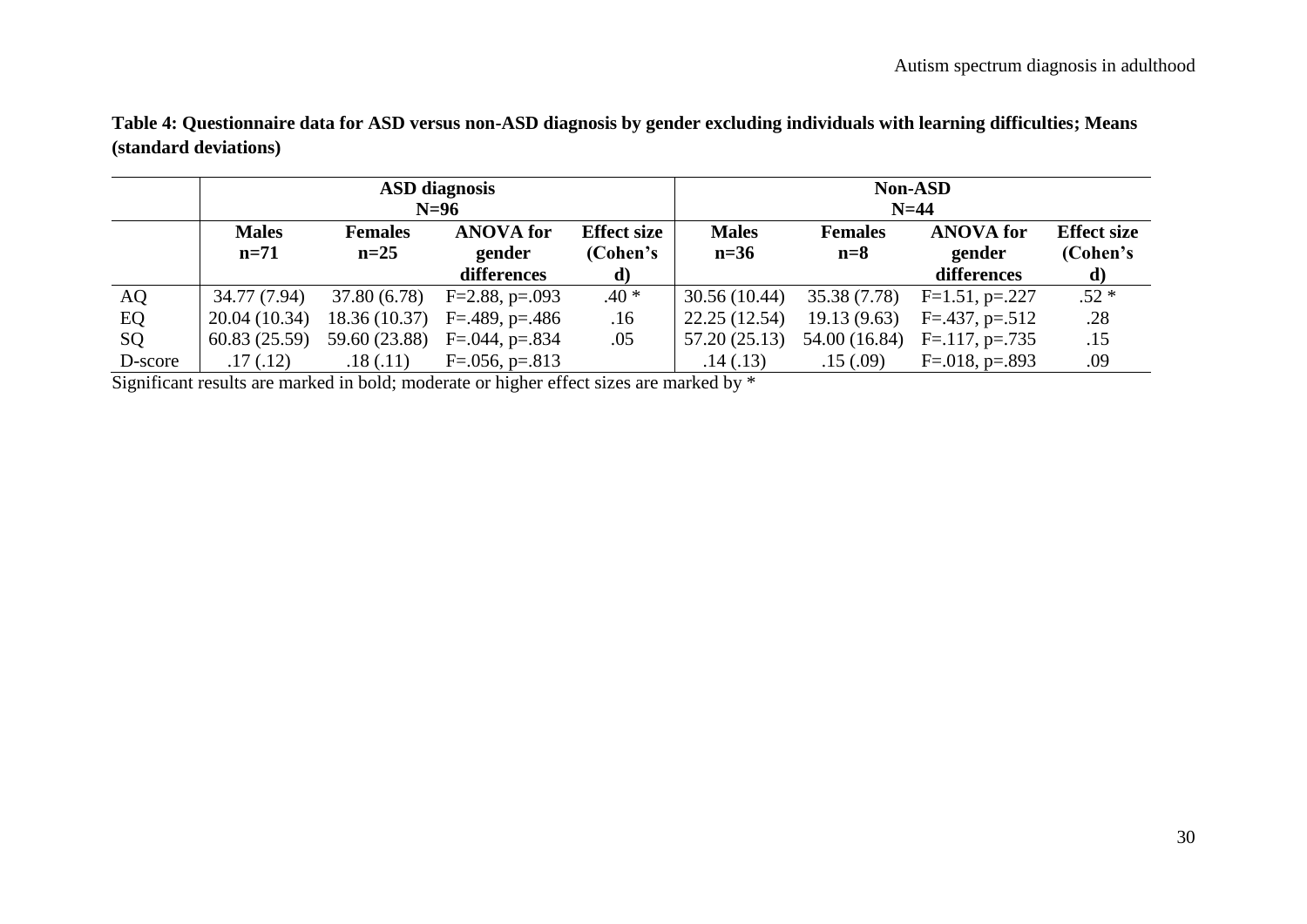**Table 4: Questionnaire data for ASD versus non-ASD diagnosis by gender excluding individuals with learning difficulties; Means (standard deviations)**

| | ASD diagnosis N=96 | | | | Non-ASD N=44 | | | |
|---|---|---|---|---|---|---|---|---|
| | **Males n=71** | **Females n=25** | **ANOVA for gender differences** | **Effect size (Cohen's d)** | **Males n=36** | **Females n=8** | **ANOVA for gender differences** | **Effect size (Cohen's d)** |
| AQ | 34.77 (7.94) | 37.80 (6.78) | F=2.88, p=.093 | .40 * | 30.56 (10.44) | 35.38 (7.78) | F=1.51, p=.227 | .52 * |
| EQ | 20.04 (10.34) | 18.36 (10.37) | F=.489, p=.486 | .16 | 22.25 (12.54) | 19.13 (9.63) | F=.437, p=.512 | .28 |
| SQ | 60.83 (25.59) | 59.60 (23.88) | F=.044, p=.834 | .05 | 57.20 (25.13) | 54.00 (16.84) | F=.117, p=.735 | .15 |
| D-score | .17 (.12) | .18 (.11) | F=.056, p=.813 | | .14 (.13) | .15 (.09) | F=.018, p=.893 | .09 |

Significant results are marked in bold; moderate or higher effect sizes are marked by *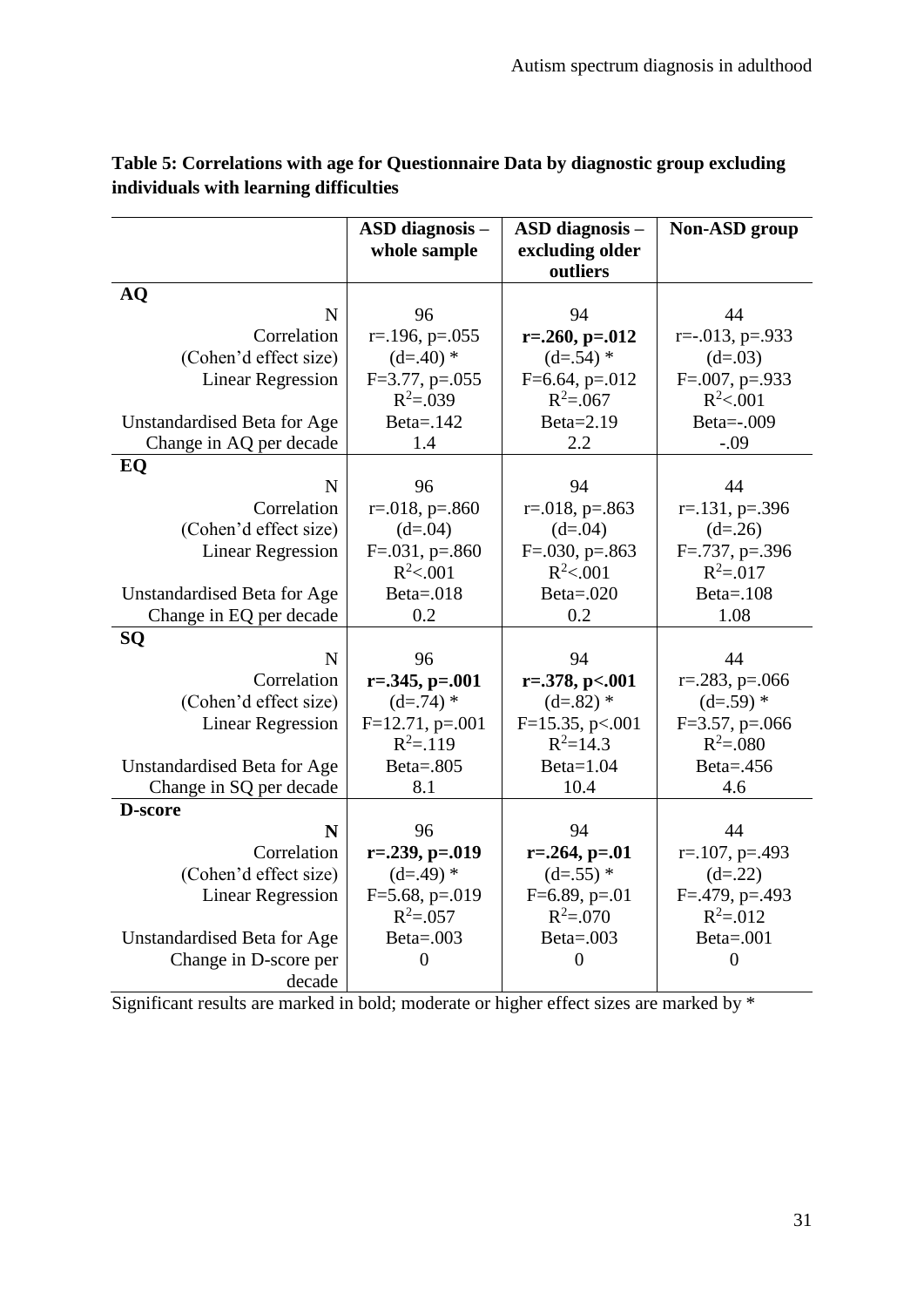**Table 5: Correlations with age for Questionnaire Data by diagnostic group excluding individuals with learning difficulties**

| | ASD diagnosis – whole sample | ASD diagnosis – excluding older outliers | Non-ASD group |
|---|---|---|---|
| **AQ** | | | |
| N | 96 | 94 | 44 |
| Correlation | r=.196, p=.055 | **r=.260, p=.012** | r=-.013, p=.933 |
| (Cohen'd effect size) | (d=.40) * | (d=.54) * | (d=.03) |
| Linear Regression | F=3.77, p=.055 $R^2$=.039 | F=6.64, p=.012 $R^2$=.067 | F=.007, p=.933 $R^2$<.001 |
| Unstandardised Beta for Age | Beta=.142 | Beta=2.19 | Beta=-.009 |
| Change in AQ per decade | 1.4 | 2.2 | -.09 |
| **EQ** | | | |
| N | 96 | 94 | 44 |
| Correlation | r=.018, p=.860 | r=.018, p=.863 | r=.131, p=.396 |
| (Cohen'd effect size) | (d=.04) | (d=.04) | (d=.26) |
| Linear Regression | F=.031, p=.860 $R^2$<.001 | F=.030, p=.863 $R^2$<.001 | F=.737, p=.396 $R^2$=.017 |
| Unstandardised Beta for Age | Beta=.018 | Beta=.020 | Beta=.108 |
| Change in EQ per decade | 0.2 | 0.2 | 1.08 |
| **SQ** | | | |
| N | 96 | 94 | 44 |
| Correlation | **r=.345, p=.001** | **r=.378, p<.001** | r=.283, p=.066 |
| (Cohen'd effect size) | (d=.74) * | (d=.82) * | (d=.59) * |
| Linear Regression | F=12.71, p=.001 $R^2$=.119 | F=15.35, p<.001 $R^2$=14.3 | F=3.57, p=.066 $R^2$=.080 |
| Unstandardised Beta for Age | Beta=.805 | Beta=1.04 | Beta=.456 |
| Change in SQ per decade | 8.1 | 10.4 | 4.6 |
| **D-score** | | | |
| **N** | 96 | 94 | 44 |
| Correlation | **r=.239, p=.019** | **r=.264, p=.01** | r=.107, p=.493 |
| (Cohen'd effect size) | (d=.49) * | (d=.55) * | (d=.22) |
| Linear Regression | F=5.68, p=.019 $R^2$=.057 | F=6.89, p=.01 $R^2$=.070 | F=.479, p=.493 $R^2$=.012 |
| Unstandardised Beta for Age | Beta=.003 | Beta=.003 | Beta=.001 |
| Change in D-score per decade | 0 | 0 | 0 |

Significant results are marked in bold; moderate or higher effect sizes are marked by *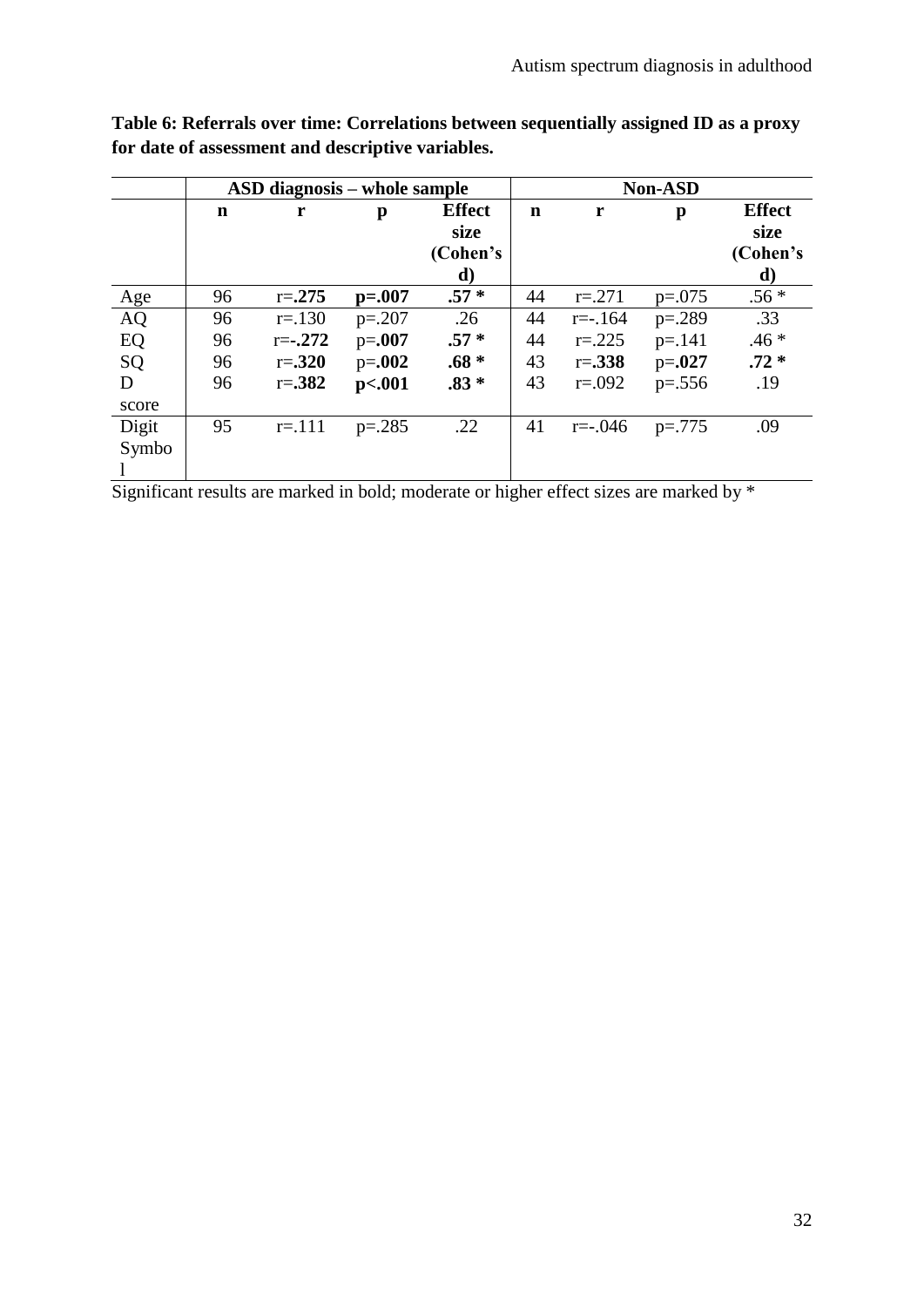**Table 6: Referrals over time: Correlations between sequentially assigned ID as a proxy for date of assessment and descriptive variables.**

| | ASD diagnosis – whole sample | | | | Non-ASD | | | |
|---|---|---|---|---|---|---|---|---|
| | **n** | **r** | **p** | **Effect size (Cohen's d)** | **n** | **r** | **p** | **Effect size (Cohen's d)** |
| Age | 96 | r=**.275** | **p=.007** | **.57 *** | 44 | r=.271 | p=.075 | .56 * |
| AQ | 96 | r=.130 | p=.207 | .26 | 44 | r=-.164 | p=.289 | .33 |
| EQ | 96 | r=**-.272** | p=**.007** | **.57 *** | 44 | r=.225 | p=.141 | .46 * |
| SQ | 96 | r=**.320** | p=**.002** | **.68 *** | 43 | r=**.338** | p=**.027** | **.72 *** |
| D score | 96 | r=**.382** | **p<.001** | **.83 *** | 43 | r=.092 | p=.556 | .19 |
| Digit Symbol | 95 | r=.111 | p=.285 | .22 | 41 | r=-.046 | p=.775 | .09 |

Significant results are marked in bold; moderate or higher effect sizes are marked by *